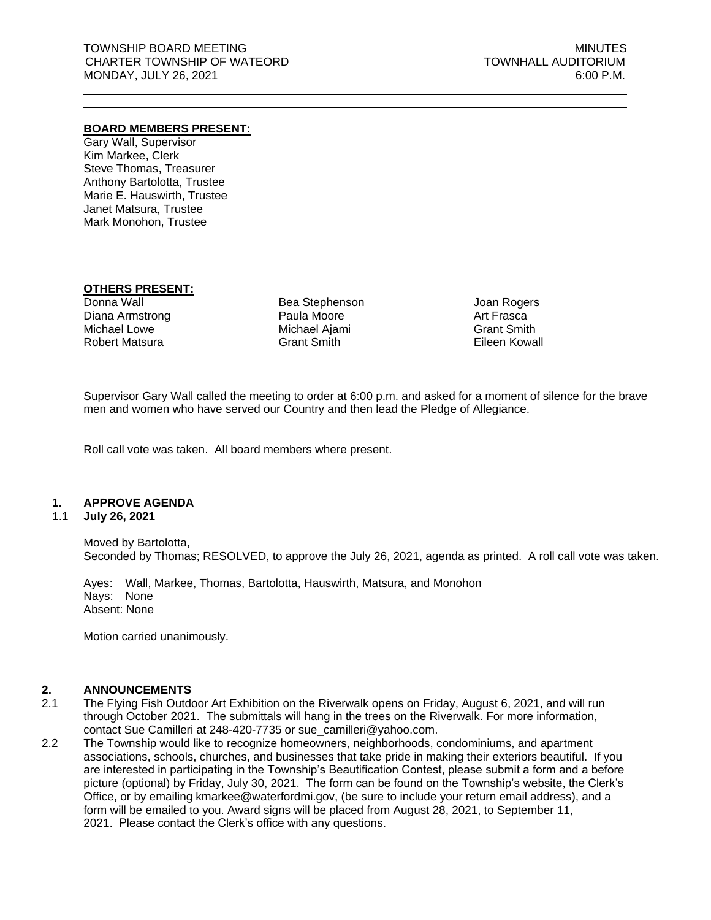TOWNSHIP BOARD MEETING
CHARTER TOWNSHIP OF WATEORD
MONDAY, JULY 26, 2021

MINUTES
TOWNHALL AUDITORIUM
6:00 P.M.

---

**BOARD MEMBERS PRESENT:**

Gary Wall, Supervisor
Kim Markee, Clerk
Steve Thomas, Treasurer
Anthony Bartolotta, Trustee
Marie E. Hauswirth, Trustee
Janet Matsura, Trustee
Mark Monohon, Trustee

**OTHERS PRESENT:**

| | | |
|---|---|---|
| Donna Wall | Bea Stephenson | Joan Rogers |
| Diana Armstrong | Paula Moore | Art Frasca |
| Michael Lowe | Michael Ajami | Grant Smith |
| Robert Matsura | Grant Smith | Eileen Kowall |

Supervisor Gary Wall called the meeting to order at 6:00 p.m. and asked for a moment of silence for the brave men and women who have served our Country and then lead the Pledge of Allegiance.

Roll call vote was taken. All board members where present.

## 1. APPROVE AGENDA

### 1.1 July 26, 2021

Moved by Bartolotta,
Seconded by Thomas; RESOLVED, to approve the July 26, 2021, agenda as printed. A roll call vote was taken.

Ayes: Wall, Markee, Thomas, Bartolotta, Hauswirth, Matsura, and Monohon
Nays: None
Absent: None

Motion carried unanimously.

## 2. ANNOUNCEMENTS

2.1 The Flying Fish Outdoor Art Exhibition on the Riverwalk opens on Friday, August 6, 2021, and will run through October 2021. The submittals will hang in the trees on the Riverwalk. For more information, contact Sue Camilleri at 248-420-7735 or sue_camilleri@yahoo.com.

2.2 The Township would like to recognize homeowners, neighborhoods, condominiums, and apartment associations, schools, churches, and businesses that take pride in making their exteriors beautiful. If you are interested in participating in the Township's Beautification Contest, please submit a form and a before picture (optional) by Friday, July 30, 2021. The form can be found on the Township's website, the Clerk's Office, or by emailing kmarkee@waterfordmi.gov, (be sure to include your return email address), and a form will be emailed to you. Award signs will be placed from August 28, 2021, to September 11, 2021. Please contact the Clerk's office with any questions.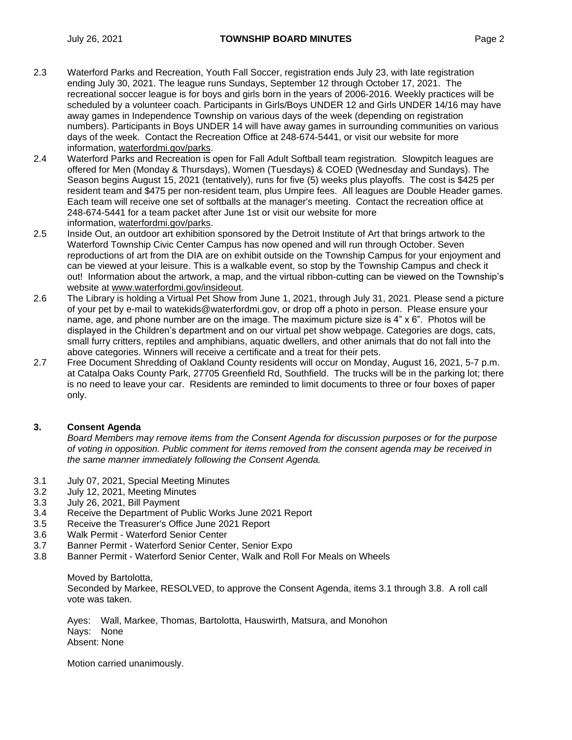2.3 Waterford Parks and Recreation, Youth Fall Soccer, registration ends July 23, with late registration ending July 30, 2021. The league runs Sundays, September 12 through October 17, 2021. The recreational soccer league is for boys and girls born in the years of 2006-2016. Weekly practices will be scheduled by a volunteer coach. Participants in Girls/Boys UNDER 12 and Girls UNDER 14/16 may have away games in Independence Township on various days of the week (depending on registration numbers). Participants in Boys UNDER 14 will have away games in surrounding communities on various days of the week. Contact the Recreation Office at 248-674-5441, or visit our website for more information, waterfordmi.gov/parks.

2.4 Waterford Parks and Recreation is open for Fall Adult Softball team registration. Slowpitch leagues are offered for Men (Monday & Thursdays), Women (Tuesdays) & COED (Wednesday and Sundays). The Season begins August 15, 2021 (tentatively), runs for five (5) weeks plus playoffs. The cost is $425 per resident team and $475 per non-resident team, plus Umpire fees. All leagues are Double Header games. Each team will receive one set of softballs at the manager's meeting. Contact the recreation office at 248-674-5441 for a team packet after June 1st or visit our website for more information, waterfordmi.gov/parks.

2.5 Inside Out, an outdoor art exhibition sponsored by the Detroit Institute of Art that brings artwork to the Waterford Township Civic Center Campus has now opened and will run through October. Seven reproductions of art from the DIA are on exhibit outside on the Township Campus for your enjoyment and can be viewed at your leisure. This is a walkable event, so stop by the Township Campus and check it out! Information about the artwork, a map, and the virtual ribbon-cutting can be viewed on the Township's website at www.waterfordmi.gov/insideout.

2.6 The Library is holding a Virtual Pet Show from June 1, 2021, through July 31, 2021. Please send a picture of your pet by e-mail to watekids@waterfordmi.gov, or drop off a photo in person. Please ensure your name, age, and phone number are on the image. The maximum picture size is 4" x 6". Photos will be displayed in the Children's department and on our virtual pet show webpage. Categories are dogs, cats, small furry critters, reptiles and amphibians, aquatic dwellers, and other animals that do not fall into the above categories. Winners will receive a certificate and a treat for their pets.

2.7 Free Document Shredding of Oakland County residents will occur on Monday, August 16, 2021, 5-7 p.m. at Catalpa Oaks County Park, 27705 Greenfield Rd, Southfield. The trucks will be in the parking lot; there is no need to leave your car. Residents are reminded to limit documents to three or four boxes of paper only.

## 3. Consent Agenda

*Board Members may remove items from the Consent Agenda for discussion purposes or for the purpose of voting in opposition. Public comment for items removed from the consent agenda may be received in the same manner immediately following the Consent Agenda.*

3.1 July 07, 2021, Special Meeting Minutes
3.2 July 12, 2021, Meeting Minutes
3.3 July 26, 2021, Bill Payment
3.4 Receive the Department of Public Works June 2021 Report
3.5 Receive the Treasurer's Office June 2021 Report
3.6 Walk Permit - Waterford Senior Center
3.7 Banner Permit - Waterford Senior Center, Senior Expo
3.8 Banner Permit - Waterford Senior Center, Walk and Roll For Meals on Wheels

Moved by Bartolotta,
Seconded by Markee, RESOLVED, to approve the Consent Agenda, items 3.1 through 3.8. A roll call vote was taken.

Ayes: Wall, Markee, Thomas, Bartolotta, Hauswirth, Matsura, and Monohon
Nays: None
Absent: None

Motion carried unanimously.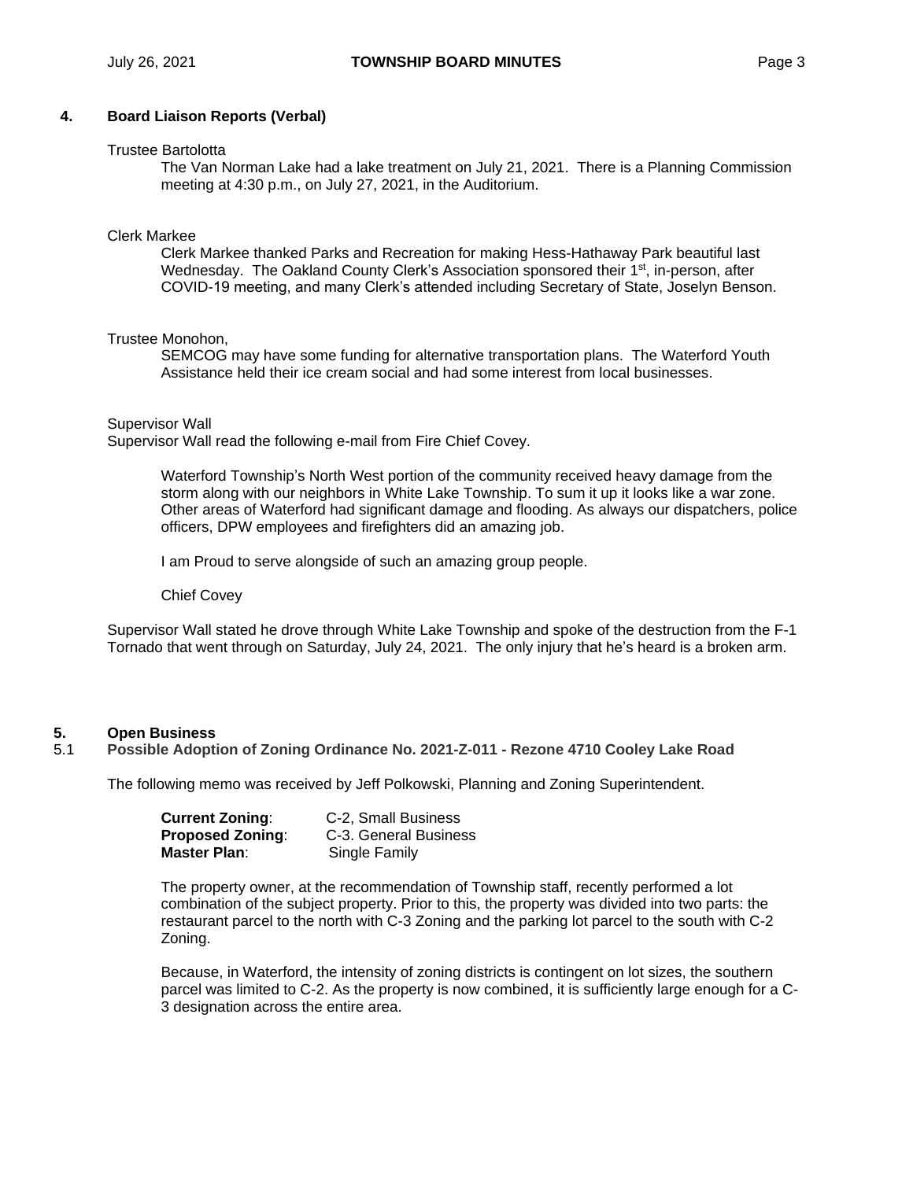## 4. Board Liaison Reports (Verbal)

Trustee Bartolotta

The Van Norman Lake had a lake treatment on July 21, 2021. There is a Planning Commission meeting at 4:30 p.m., on July 27, 2021, in the Auditorium.

Clerk Markee

Clerk Markee thanked Parks and Recreation for making Hess-Hathaway Park beautiful last Wednesday. The Oakland County Clerk's Association sponsored their 1st, in-person, after COVID-19 meeting, and many Clerk's attended including Secretary of State, Joselyn Benson.

Trustee Monohon,

SEMCOG may have some funding for alternative transportation plans. The Waterford Youth Assistance held their ice cream social and had some interest from local businesses.

Supervisor Wall

Supervisor Wall read the following e-mail from Fire Chief Covey.

> Waterford Township's North West portion of the community received heavy damage from the storm along with our neighbors in White Lake Township. To sum it up it looks like a war zone. Other areas of Waterford had significant damage and flooding. As always our dispatchers, police officers, DPW employees and firefighters did an amazing job.
>
> I am Proud to serve alongside of such an amazing group people.
>
> Chief Covey

Supervisor Wall stated he drove through White Lake Township and spoke of the destruction from the F-1 Tornado that went through on Saturday, July 24, 2021. The only injury that he's heard is a broken arm.

## 5. Open Business

### 5.1 Possible Adoption of Zoning Ordinance No. 2021-Z-011 - Rezone 4710 Cooley Lake Road

The following memo was received by Jeff Polkowski, Planning and Zoning Superintendent.

**Current Zoning**: C-2, Small Business
**Proposed Zoning**: C-3. General Business
**Master Plan**: Single Family

The property owner, at the recommendation of Township staff, recently performed a lot combination of the subject property. Prior to this, the property was divided into two parts: the restaurant parcel to the north with C-3 Zoning and the parking lot parcel to the south with C-2 Zoning.

Because, in Waterford, the intensity of zoning districts is contingent on lot sizes, the southern parcel was limited to C-2. As the property is now combined, it is sufficiently large enough for a C-3 designation across the entire area.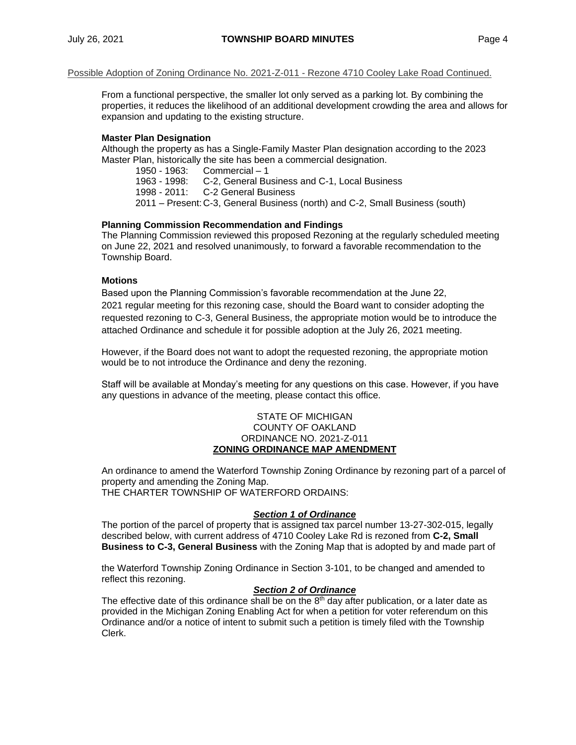Possible Adoption of Zoning Ordinance No. 2021-Z-011 - Rezone 4710 Cooley Lake Road Continued.

From a functional perspective, the smaller lot only served as a parking lot. By combining the properties, it reduces the likelihood of an additional development crowding the area and allows for expansion and updating to the existing structure.

**Master Plan Designation**

Although the property as has a Single-Family Master Plan designation according to the 2023 Master Plan, historically the site has been a commercial designation.

1950 - 1963: Commercial – 1
1963 - 1998: C-2, General Business and C-1, Local Business
1998 - 2011: C-2 General Business
2011 – Present: C-3, General Business (north) and C-2, Small Business (south)

**Planning Commission Recommendation and Findings**

The Planning Commission reviewed this proposed Rezoning at the regularly scheduled meeting on June 22, 2021 and resolved unanimously, to forward a favorable recommendation to the Township Board.

**Motions**

Based upon the Planning Commission's favorable recommendation at the June 22, 2021 regular meeting for this rezoning case, should the Board want to consider adopting the requested rezoning to C-3, General Business, the appropriate motion would be to introduce the attached Ordinance and schedule it for possible adoption at the July 26, 2021 meeting.

However, if the Board does not want to adopt the requested rezoning, the appropriate motion would be to not introduce the Ordinance and deny the rezoning.

Staff will be available at Monday's meeting for any questions on this case. However, if you have any questions in advance of the meeting, please contact this office.

STATE OF MICHIGAN
COUNTY OF OAKLAND
ORDINANCE NO. 2021-Z-011
**ZONING ORDINANCE MAP AMENDMENT**

An ordinance to amend the Waterford Township Zoning Ordinance by rezoning part of a parcel of property and amending the Zoning Map.
THE CHARTER TOWNSHIP OF WATERFORD ORDAINS:

***Section 1 of Ordinance***

The portion of the parcel of property that is assigned tax parcel number 13-27-302-015, legally described below, with current address of 4710 Cooley Lake Rd is rezoned from **C-2, Small Business to C-3, General Business** with the Zoning Map that is adopted by and made part of

the Waterford Township Zoning Ordinance in Section 3-101, to be changed and amended to reflect this rezoning.

***Section 2 of Ordinance***

The effective date of this ordinance shall be on the 8th day after publication, or a later date as provided in the Michigan Zoning Enabling Act for when a petition for voter referendum on this Ordinance and/or a notice of intent to submit such a petition is timely filed with the Township Clerk.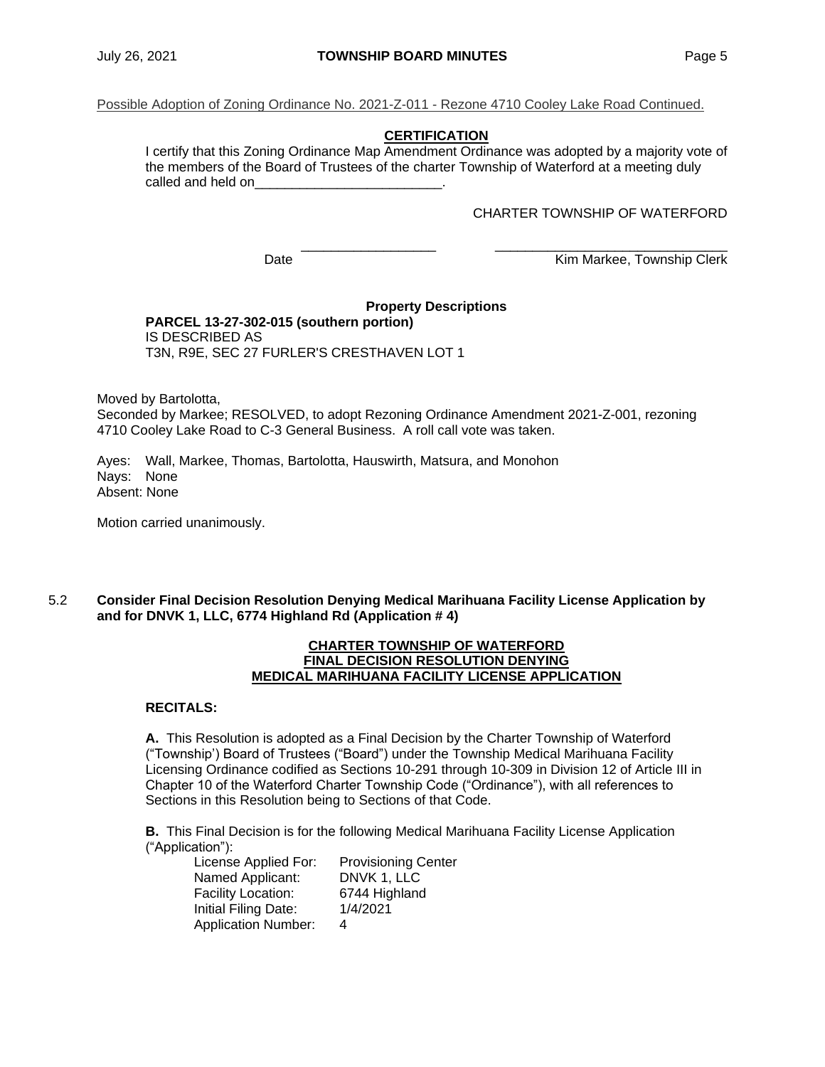Possible Adoption of Zoning Ordinance No. 2021-Z-011 - Rezone 4710 Cooley Lake Road Continued.

**CERTIFICATION**

I certify that this Zoning Ordinance Map Amendment Ordinance was adopted by a majority vote of the members of the Board of Trustees of the charter Township of Waterford at a meeting duly called and held on\_\_\_\_\_\_\_\_\_\_\_\_\_\_\_\_\_\_\_\_\_\_\_\_\_\_.

CHARTER TOWNSHIP OF WATERFORD

Date \_\_\_\_\_\_\_\_\_\_\_\_\_\_\_\_\_\_\_\_ \_\_\_\_\_\_\_\_\_\_\_\_\_\_\_\_\_\_\_\_\_\_\_\_\_\_\_\_\_\_\_\_\_\_\_
Kim Markee, Township Clerk

**Property Descriptions**

**PARCEL 13-27-302-015 (southern portion)**
IS DESCRIBED AS
T3N, R9E, SEC 27 FURLER'S CRESTHAVEN LOT 1

Moved by Bartolotta,
Seconded by Markee; RESOLVED, to adopt Rezoning Ordinance Amendment 2021-Z-001, rezoning 4710 Cooley Lake Road to C-3 General Business. A roll call vote was taken.

Ayes: Wall, Markee, Thomas, Bartolotta, Hauswirth, Matsura, and Monohon
Nays: None
Absent: None

Motion carried unanimously.

5.2 **Consider Final Decision Resolution Denying Medical Marihuana Facility License Application by and for DNVK 1, LLC, 6774 Highland Rd (Application # 4)**

**CHARTER TOWNSHIP OF WATERFORD**
**FINAL DECISION RESOLUTION DENYING**
**MEDICAL MARIHUANA FACILITY LICENSE APPLICATION**

**RECITALS:**

**A.** This Resolution is adopted as a Final Decision by the Charter Township of Waterford ("Township') Board of Trustees ("Board") under the Township Medical Marihuana Facility Licensing Ordinance codified as Sections 10-291 through 10-309 in Division 12 of Article III in Chapter 10 of the Waterford Charter Township Code ("Ordinance"), with all references to Sections in this Resolution being to Sections of that Code.

**B.** This Final Decision is for the following Medical Marihuana Facility License Application ("Application"):

| | |
|---|---|
| License Applied For: | Provisioning Center |
| Named Applicant: | DNVK 1, LLC |
| Facility Location: | 6744 Highland |
| Initial Filing Date: | 1/4/2021 |
| Application Number: | 4 |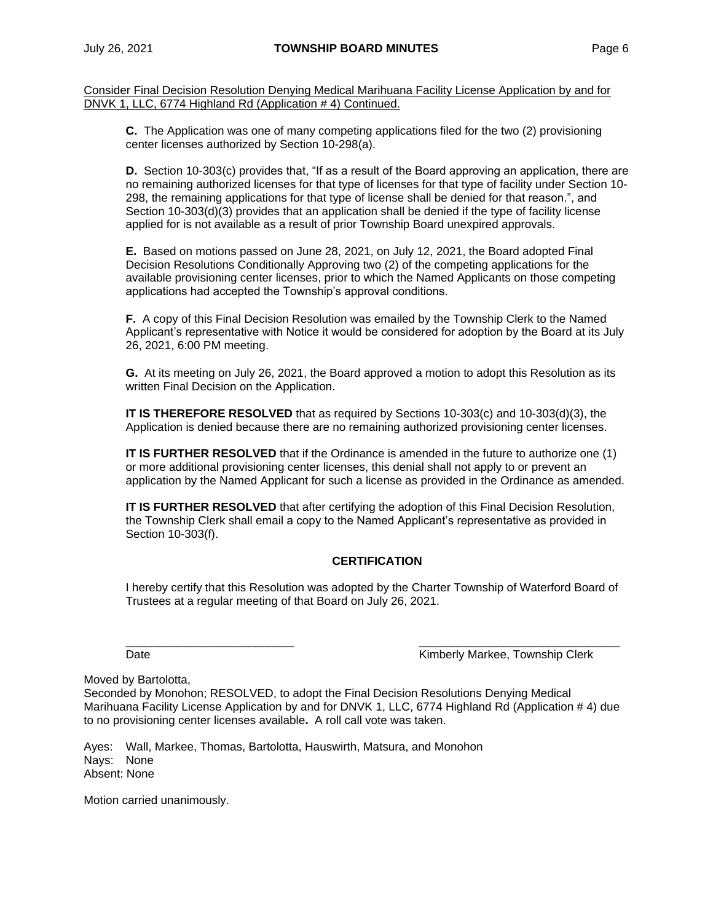Consider Final Decision Resolution Denying Medical Marihuana Facility License Application by and for DNVK 1, LLC, 6774 Highland Rd (Application # 4) Continued.

**C.** The Application was one of many competing applications filed for the two (2) provisioning center licenses authorized by Section 10-298(a).

**D.** Section 10-303(c) provides that, "If as a result of the Board approving an application, there are no remaining authorized licenses for that type of licenses for that type of facility under Section 10-298, the remaining applications for that type of license shall be denied for that reason.", and Section 10-303(d)(3) provides that an application shall be denied if the type of facility license applied for is not available as a result of prior Township Board unexpired approvals.

**E.** Based on motions passed on June 28, 2021, on July 12, 2021, the Board adopted Final Decision Resolutions Conditionally Approving two (2) of the competing applications for the available provisioning center licenses, prior to which the Named Applicants on those competing applications had accepted the Township's approval conditions.

**F.** A copy of this Final Decision Resolution was emailed by the Township Clerk to the Named Applicant's representative with Notice it would be considered for adoption by the Board at its July 26, 2021, 6:00 PM meeting.

**G.** At its meeting on July 26, 2021, the Board approved a motion to adopt this Resolution as its written Final Decision on the Application.

**IT IS THEREFORE RESOLVED** that as required by Sections 10-303(c) and 10-303(d)(3), the Application is denied because there are no remaining authorized provisioning center licenses.

**IT IS FURTHER RESOLVED** that if the Ordinance is amended in the future to authorize one (1) or more additional provisioning center licenses, this denial shall not apply to or prevent an application by the Named Applicant for such a license as provided in the Ordinance as amended.

**IT IS FURTHER RESOLVED** that after certifying the adoption of this Final Decision Resolution, the Township Clerk shall email a copy to the Named Applicant's representative as provided in Section 10-303(f).

**CERTIFICATION**

I hereby certify that this Resolution was adopted by the Charter Township of Waterford Board of Trustees at a regular meeting of that Board on July 26, 2021.

\_\_\_\_\_\_\_\_\_\_\_\_\_\_\_\_\_\_\_\_\_\_\_\_\_\_\_ \_\_\_\_\_\_\_\_\_\_\_\_\_\_\_\_\_\_\_\_\_\_\_\_\_\_\_\_\_\_\_\_
Date Kimberly Markee, Township Clerk

Moved by Bartolotta,
Seconded by Monohon; RESOLVED, to adopt the Final Decision Resolutions Denying Medical Marihuana Facility License Application by and for DNVK 1, LLC, 6774 Highland Rd (Application # 4) due to no provisioning center licenses available**.** A roll call vote was taken.

Ayes: Wall, Markee, Thomas, Bartolotta, Hauswirth, Matsura, and Monohon
Nays: None
Absent: None

Motion carried unanimously.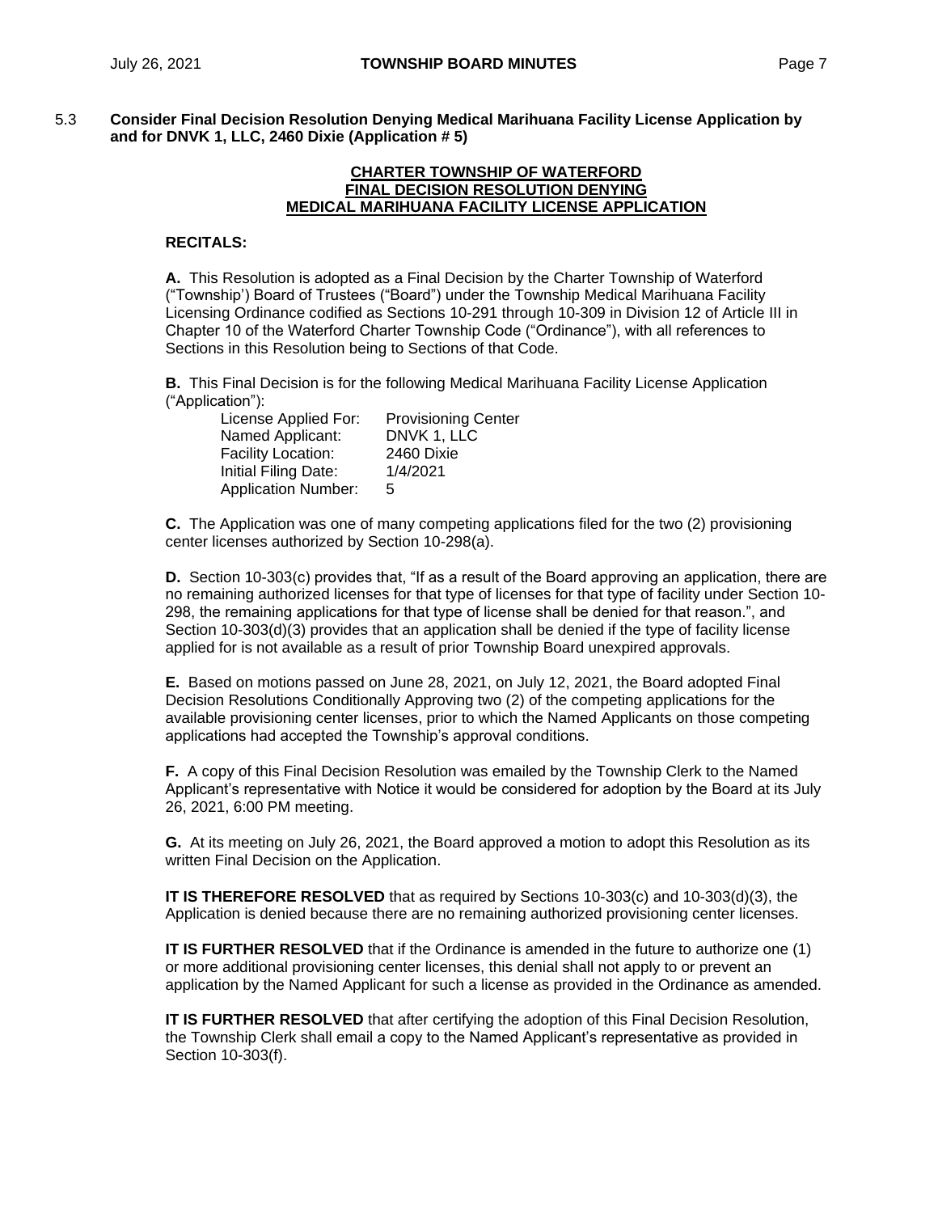5.3 **Consider Final Decision Resolution Denying Medical Marihuana Facility License Application by and for DNVK 1, LLC, 2460 Dixie (Application # 5)**

**CHARTER TOWNSHIP OF WATERFORD**
**FINAL DECISION RESOLUTION DENYING**
**MEDICAL MARIHUANA FACILITY LICENSE APPLICATION**

**RECITALS:**

**A.** This Resolution is adopted as a Final Decision by the Charter Township of Waterford ("Township') Board of Trustees ("Board") under the Township Medical Marihuana Facility Licensing Ordinance codified as Sections 10-291 through 10-309 in Division 12 of Article III in Chapter 10 of the Waterford Charter Township Code ("Ordinance"), with all references to Sections in this Resolution being to Sections of that Code.

**B.** This Final Decision is for the following Medical Marihuana Facility License Application ("Application"):

| | |
|---|---|
| License Applied For: | Provisioning Center |
| Named Applicant: | DNVK 1, LLC |
| Facility Location: | 2460 Dixie |
| Initial Filing Date: | 1/4/2021 |
| Application Number: | 5 |

**C.** The Application was one of many competing applications filed for the two (2) provisioning center licenses authorized by Section 10-298(a).

**D.** Section 10-303(c) provides that, "If as a result of the Board approving an application, there are no remaining authorized licenses for that type of licenses for that type of facility under Section 10-298, the remaining applications for that type of license shall be denied for that reason.", and Section 10-303(d)(3) provides that an application shall be denied if the type of facility license applied for is not available as a result of prior Township Board unexpired approvals.

**E.** Based on motions passed on June 28, 2021, on July 12, 2021, the Board adopted Final Decision Resolutions Conditionally Approving two (2) of the competing applications for the available provisioning center licenses, prior to which the Named Applicants on those competing applications had accepted the Township's approval conditions.

**F.** A copy of this Final Decision Resolution was emailed by the Township Clerk to the Named Applicant's representative with Notice it would be considered for adoption by the Board at its July 26, 2021, 6:00 PM meeting.

**G.** At its meeting on July 26, 2021, the Board approved a motion to adopt this Resolution as its written Final Decision on the Application.

**IT IS THEREFORE RESOLVED** that as required by Sections 10-303(c) and 10-303(d)(3), the Application is denied because there are no remaining authorized provisioning center licenses.

**IT IS FURTHER RESOLVED** that if the Ordinance is amended in the future to authorize one (1) or more additional provisioning center licenses, this denial shall not apply to or prevent an application by the Named Applicant for such a license as provided in the Ordinance as amended.

**IT IS FURTHER RESOLVED** that after certifying the adoption of this Final Decision Resolution, the Township Clerk shall email a copy to the Named Applicant's representative as provided in Section 10-303(f).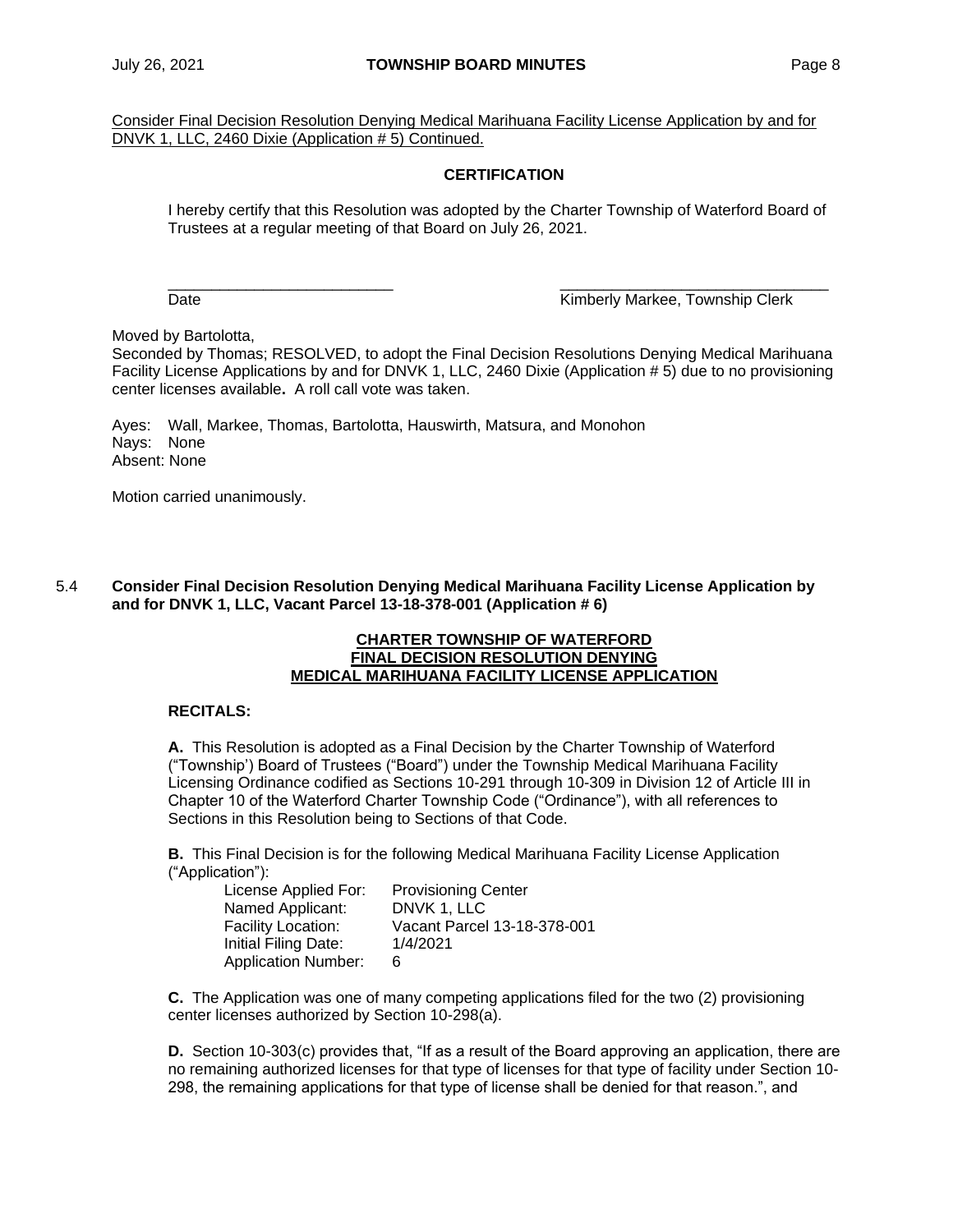Consider Final Decision Resolution Denying Medical Marihuana Facility License Application by and for DNVK 1, LLC, 2460 Dixie (Application # 5) Continued.

**CERTIFICATION**

I hereby certify that this Resolution was adopted by the Charter Township of Waterford Board of Trustees at a regular meeting of that Board on July 26, 2021.

\_\_\_\_\_\_\_\_\_\_\_\_\_\_\_\_\_\_\_\_\_\_\_\_\_\_\_ \_\_\_\_\_\_\_\_\_\_\_\_\_\_\_\_\_\_\_\_\_\_\_\_\_\_\_\_\_\_\_\_
Date Kimberly Markee, Township Clerk

Moved by Bartolotta,
Seconded by Thomas; RESOLVED, to adopt the Final Decision Resolutions Denying Medical Marihuana Facility License Applications by and for DNVK 1, LLC, 2460 Dixie (Application # 5) due to no provisioning center licenses available**.** A roll call vote was taken.

Ayes: Wall, Markee, Thomas, Bartolotta, Hauswirth, Matsura, and Monohon
Nays: None
Absent: None

Motion carried unanimously.

## 5.4 Consider Final Decision Resolution Denying Medical Marihuana Facility License Application by and for DNVK 1, LLC, Vacant Parcel 13-18-378-001 (Application # 6)

**CHARTER TOWNSHIP OF WATERFORD**
**FINAL DECISION RESOLUTION DENYING**
**MEDICAL MARIHUANA FACILITY LICENSE APPLICATION**

**RECITALS:**

**A.** This Resolution is adopted as a Final Decision by the Charter Township of Waterford ("Township') Board of Trustees ("Board") under the Township Medical Marihuana Facility Licensing Ordinance codified as Sections 10-291 through 10-309 in Division 12 of Article III in Chapter 10 of the Waterford Charter Township Code ("Ordinance"), with all references to Sections in this Resolution being to Sections of that Code.

**B.** This Final Decision is for the following Medical Marihuana Facility License Application ("Application"):

| | |
|---|---|
| License Applied For: | Provisioning Center |
| Named Applicant: | DNVK 1, LLC |
| Facility Location: | Vacant Parcel 13-18-378-001 |
| Initial Filing Date: | 1/4/2021 |
| Application Number: | 6 |

**C.** The Application was one of many competing applications filed for the two (2) provisioning center licenses authorized by Section 10-298(a).

**D.** Section 10-303(c) provides that, "If as a result of the Board approving an application, there are no remaining authorized licenses for that type of licenses for that type of facility under Section 10-298, the remaining applications for that type of license shall be denied for that reason.", and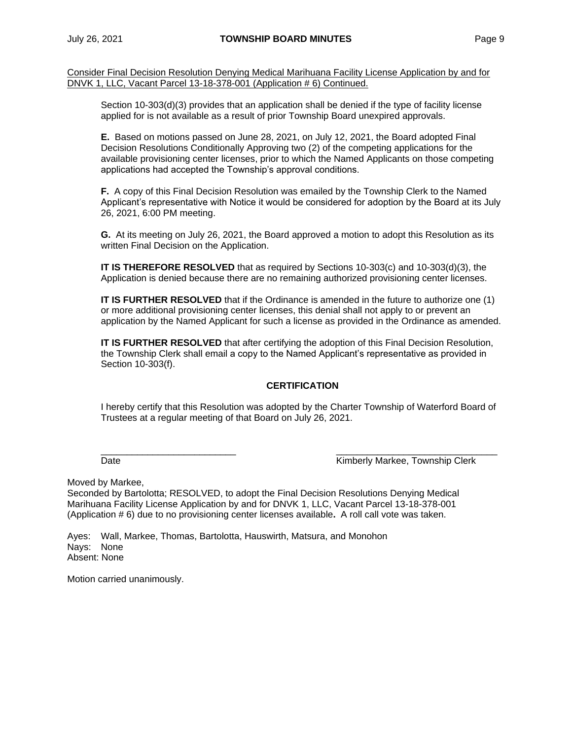Consider Final Decision Resolution Denying Medical Marihuana Facility License Application by and for DNVK 1, LLC, Vacant Parcel 13-18-378-001 (Application # 6) Continued.

Section 10-303(d)(3) provides that an application shall be denied if the type of facility license applied for is not available as a result of prior Township Board unexpired approvals.

**E.** Based on motions passed on June 28, 2021, on July 12, 2021, the Board adopted Final Decision Resolutions Conditionally Approving two (2) of the competing applications for the available provisioning center licenses, prior to which the Named Applicants on those competing applications had accepted the Township's approval conditions.

**F.** A copy of this Final Decision Resolution was emailed by the Township Clerk to the Named Applicant's representative with Notice it would be considered for adoption by the Board at its July 26, 2021, 6:00 PM meeting.

**G.** At its meeting on July 26, 2021, the Board approved a motion to adopt this Resolution as its written Final Decision on the Application.

**IT IS THEREFORE RESOLVED** that as required by Sections 10-303(c) and 10-303(d)(3), the Application is denied because there are no remaining authorized provisioning center licenses.

**IT IS FURTHER RESOLVED** that if the Ordinance is amended in the future to authorize one (1) or more additional provisioning center licenses, this denial shall not apply to or prevent an application by the Named Applicant for such a license as provided in the Ordinance as amended.

**IT IS FURTHER RESOLVED** that after certifying the adoption of this Final Decision Resolution, the Township Clerk shall email a copy to the Named Applicant's representative as provided in Section 10-303(f).

**CERTIFICATION**

I hereby certify that this Resolution was adopted by the Charter Township of Waterford Board of Trustees at a regular meeting of that Board on July 26, 2021.

\_\_\_\_\_\_\_\_\_\_\_\_\_\_\_\_\_\_\_\_\_\_\_\_\_\_ \_\_\_\_\_\_\_\_\_\_\_\_\_\_\_\_\_\_\_\_\_\_\_\_\_\_\_\_\_\_\_
Date Kimberly Markee, Township Clerk

Moved by Markee,
Seconded by Bartolotta; RESOLVED, to adopt the Final Decision Resolutions Denying Medical Marihuana Facility License Application by and for DNVK 1, LLC, Vacant Parcel 13-18-378-001 (Application # 6) due to no provisioning center licenses available**.** A roll call vote was taken.

Ayes: Wall, Markee, Thomas, Bartolotta, Hauswirth, Matsura, and Monohon
Nays: None
Absent: None

Motion carried unanimously.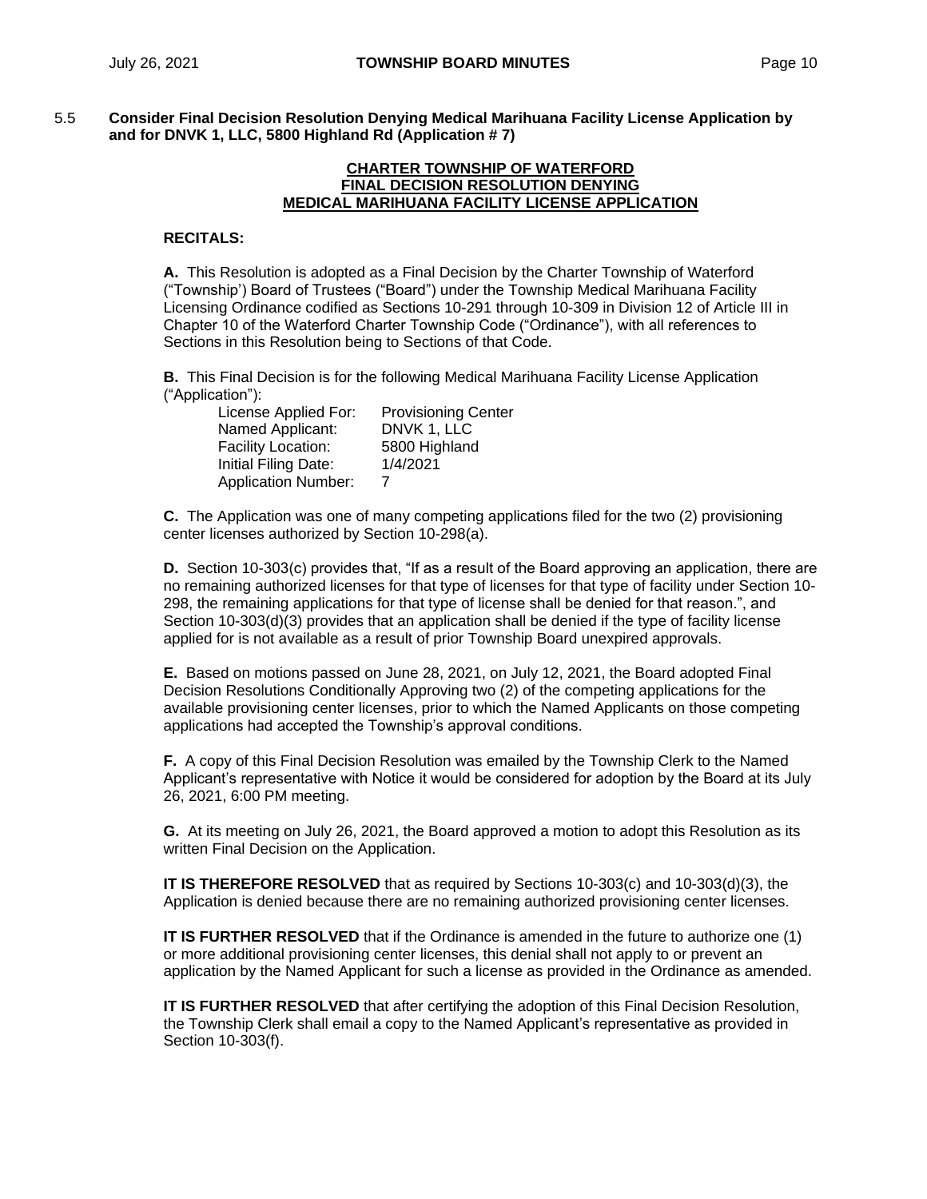5.5 **Consider Final Decision Resolution Denying Medical Marihuana Facility License Application by and for DNVK 1, LLC, 5800 Highland Rd (Application # 7)**

**CHARTER TOWNSHIP OF WATERFORD**
**FINAL DECISION RESOLUTION DENYING**
**MEDICAL MARIHUANA FACILITY LICENSE APPLICATION**

**RECITALS:**

**A.** This Resolution is adopted as a Final Decision by the Charter Township of Waterford ("Township') Board of Trustees ("Board") under the Township Medical Marihuana Facility Licensing Ordinance codified as Sections 10-291 through 10-309 in Division 12 of Article III in Chapter 10 of the Waterford Charter Township Code ("Ordinance"), with all references to Sections in this Resolution being to Sections of that Code.

**B.** This Final Decision is for the following Medical Marihuana Facility License Application ("Application"):

| | |
|---|---|
| License Applied For: | Provisioning Center |
| Named Applicant: | DNVK 1, LLC |
| Facility Location: | 5800 Highland |
| Initial Filing Date: | 1/4/2021 |
| Application Number: | 7 |

**C.** The Application was one of many competing applications filed for the two (2) provisioning center licenses authorized by Section 10-298(a).

**D.** Section 10-303(c) provides that, "If as a result of the Board approving an application, there are no remaining authorized licenses for that type of licenses for that type of facility under Section 10-298, the remaining applications for that type of license shall be denied for that reason.", and Section 10-303(d)(3) provides that an application shall be denied if the type of facility license applied for is not available as a result of prior Township Board unexpired approvals.

**E.** Based on motions passed on June 28, 2021, on July 12, 2021, the Board adopted Final Decision Resolutions Conditionally Approving two (2) of the competing applications for the available provisioning center licenses, prior to which the Named Applicants on those competing applications had accepted the Township's approval conditions.

**F.** A copy of this Final Decision Resolution was emailed by the Township Clerk to the Named Applicant's representative with Notice it would be considered for adoption by the Board at its July 26, 2021, 6:00 PM meeting.

**G.** At its meeting on July 26, 2021, the Board approved a motion to adopt this Resolution as its written Final Decision on the Application.

**IT IS THEREFORE RESOLVED** that as required by Sections 10-303(c) and 10-303(d)(3), the Application is denied because there are no remaining authorized provisioning center licenses.

**IT IS FURTHER RESOLVED** that if the Ordinance is amended in the future to authorize one (1) or more additional provisioning center licenses, this denial shall not apply to or prevent an application by the Named Applicant for such a license as provided in the Ordinance as amended.

**IT IS FURTHER RESOLVED** that after certifying the adoption of this Final Decision Resolution, the Township Clerk shall email a copy to the Named Applicant's representative as provided in Section 10-303(f).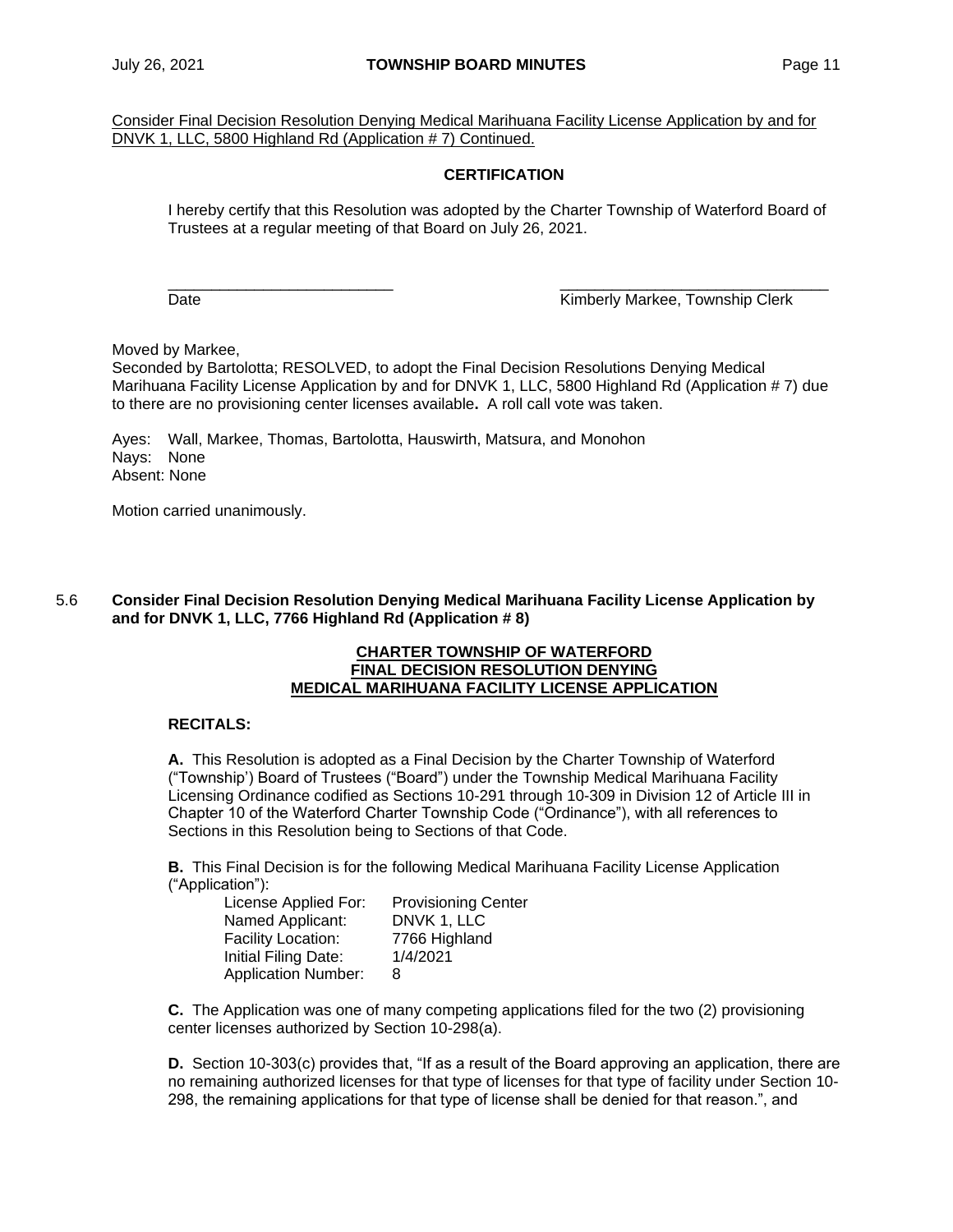Consider Final Decision Resolution Denying Medical Marihuana Facility License Application by and for DNVK 1, LLC, 5800 Highland Rd (Application # 7) Continued.

**CERTIFICATION**

I hereby certify that this Resolution was adopted by the Charter Township of Waterford Board of Trustees at a regular meeting of that Board on July 26, 2021.

\_\_\_\_\_\_\_\_\_\_\_\_\_\_\_\_\_\_\_\_\_\_\_\_\_\_\_ Date

\_\_\_\_\_\_\_\_\_\_\_\_\_\_\_\_\_\_\_\_\_\_\_\_\_\_\_\_\_\_\_\_ Kimberly Markee, Township Clerk

Moved by Markee,
Seconded by Bartolotta; RESOLVED, to adopt the Final Decision Resolutions Denying Medical Marihuana Facility License Application by and for DNVK 1, LLC, 5800 Highland Rd (Application # 7) due to there are no provisioning center licenses available**.** A roll call vote was taken.

Ayes: Wall, Markee, Thomas, Bartolotta, Hauswirth, Matsura, and Monohon
Nays: None
Absent: None

Motion carried unanimously.

5.6 **Consider Final Decision Resolution Denying Medical Marihuana Facility License Application by and for DNVK 1, LLC, 7766 Highland Rd (Application # 8)**

**CHARTER TOWNSHIP OF WATERFORD**
**FINAL DECISION RESOLUTION DENYING**
**MEDICAL MARIHUANA FACILITY LICENSE APPLICATION**

**RECITALS:**

**A.** This Resolution is adopted as a Final Decision by the Charter Township of Waterford ("Township') Board of Trustees ("Board") under the Township Medical Marihuana Facility Licensing Ordinance codified as Sections 10-291 through 10-309 in Division 12 of Article III in Chapter 10 of the Waterford Charter Township Code ("Ordinance"), with all references to Sections in this Resolution being to Sections of that Code.

**B.** This Final Decision is for the following Medical Marihuana Facility License Application ("Application"):

| | |
|---|---|
| License Applied For: | Provisioning Center |
| Named Applicant: | DNVK 1, LLC |
| Facility Location: | 7766 Highland |
| Initial Filing Date: | 1/4/2021 |
| Application Number: | 8 |

**C.** The Application was one of many competing applications filed for the two (2) provisioning center licenses authorized by Section 10-298(a).

**D.** Section 10-303(c) provides that, "If as a result of the Board approving an application, there are no remaining authorized licenses for that type of licenses for that type of facility under Section 10-298, the remaining applications for that type of license shall be denied for that reason.", and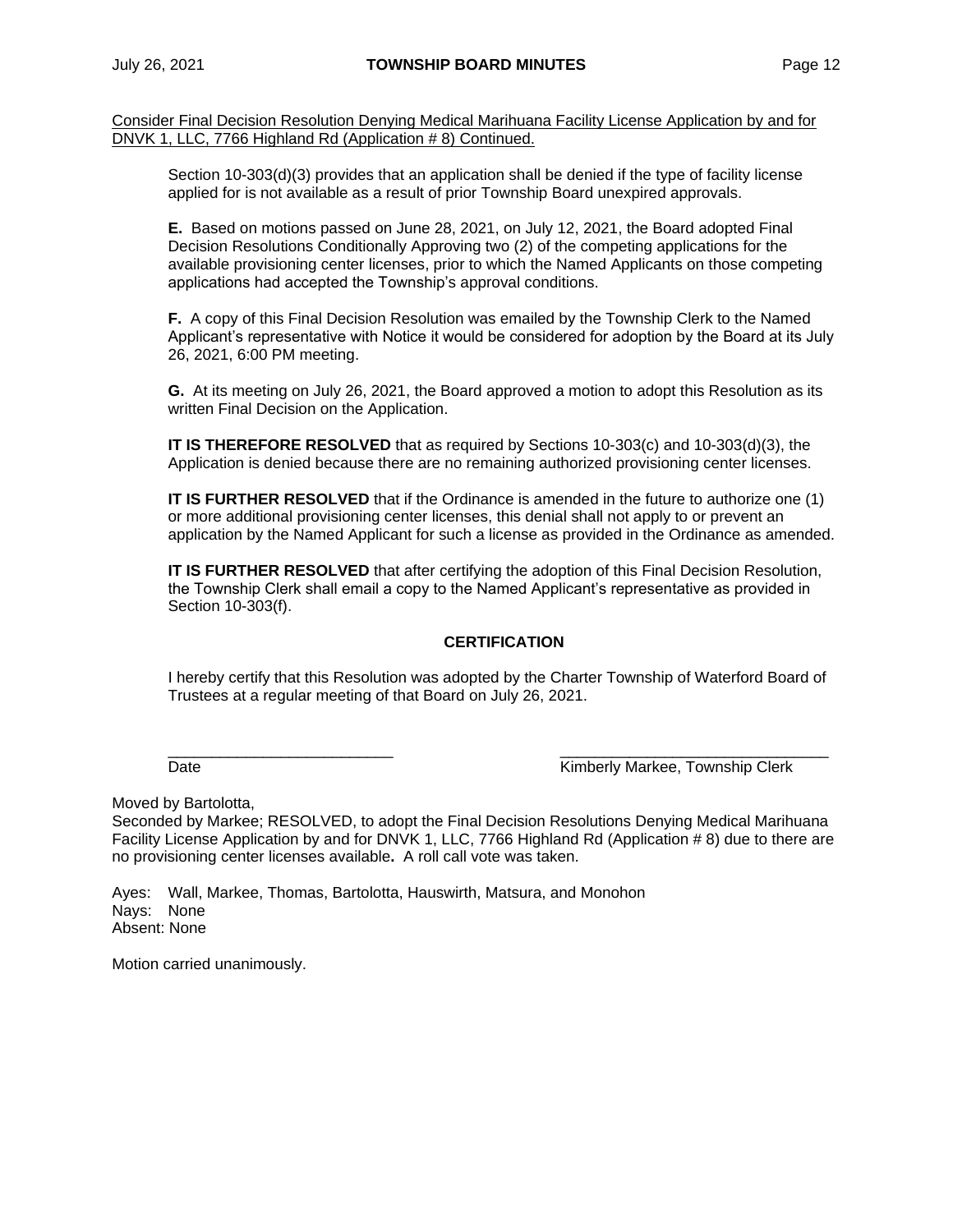Consider Final Decision Resolution Denying Medical Marihuana Facility License Application by and for DNVK 1, LLC, 7766 Highland Rd (Application # 8) Continued.

Section 10-303(d)(3) provides that an application shall be denied if the type of facility license applied for is not available as a result of prior Township Board unexpired approvals.

**E.** Based on motions passed on June 28, 2021, on July 12, 2021, the Board adopted Final Decision Resolutions Conditionally Approving two (2) of the competing applications for the available provisioning center licenses, prior to which the Named Applicants on those competing applications had accepted the Township's approval conditions.

**F.** A copy of this Final Decision Resolution was emailed by the Township Clerk to the Named Applicant's representative with Notice it would be considered for adoption by the Board at its July 26, 2021, 6:00 PM meeting.

**G.** At its meeting on July 26, 2021, the Board approved a motion to adopt this Resolution as its written Final Decision on the Application.

**IT IS THEREFORE RESOLVED** that as required by Sections 10-303(c) and 10-303(d)(3), the Application is denied because there are no remaining authorized provisioning center licenses.

**IT IS FURTHER RESOLVED** that if the Ordinance is amended in the future to authorize one (1) or more additional provisioning center licenses, this denial shall not apply to or prevent an application by the Named Applicant for such a license as provided in the Ordinance as amended.

**IT IS FURTHER RESOLVED** that after certifying the adoption of this Final Decision Resolution, the Township Clerk shall email a copy to the Named Applicant's representative as provided in Section 10-303(f).

**CERTIFICATION**

I hereby certify that this Resolution was adopted by the Charter Township of Waterford Board of Trustees at a regular meeting of that Board on July 26, 2021.

\_\_\_\_\_\_\_\_\_\_\_\_\_\_\_\_\_\_\_\_\_\_\_\_\_\_ \_\_\_\_\_\_\_\_\_\_\_\_\_\_\_\_\_\_\_\_\_\_\_\_\_\_\_\_\_\_\_
Date Kimberly Markee, Township Clerk

Moved by Bartolotta,
Seconded by Markee; RESOLVED, to adopt the Final Decision Resolutions Denying Medical Marihuana Facility License Application by and for DNVK 1, LLC, 7766 Highland Rd (Application # 8) due to there are no provisioning center licenses available**.** A roll call vote was taken.

Ayes: Wall, Markee, Thomas, Bartolotta, Hauswirth, Matsura, and Monohon
Nays: None
Absent: None

Motion carried unanimously.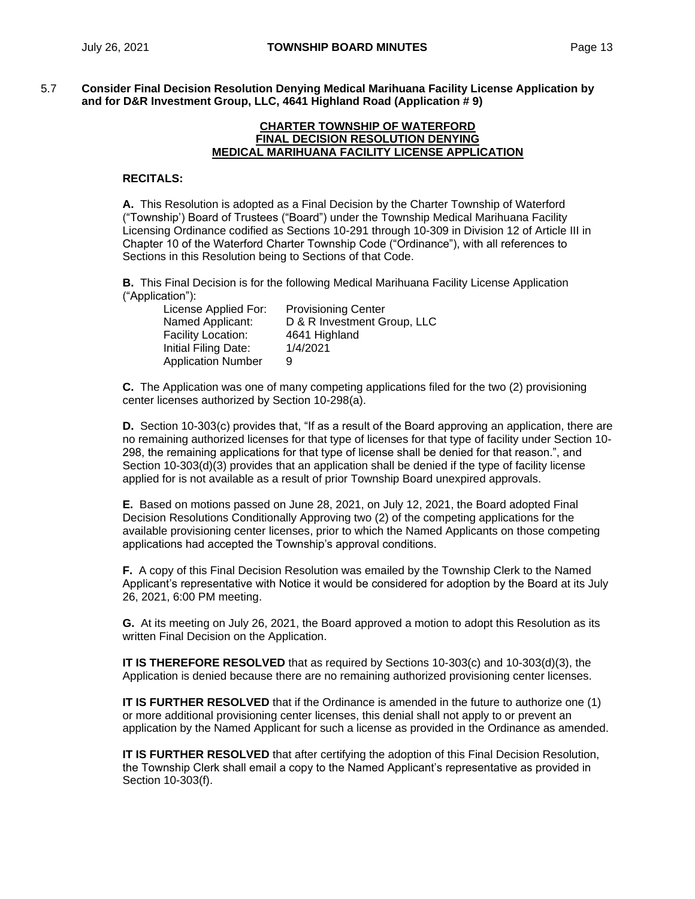5.7 **Consider Final Decision Resolution Denying Medical Marihuana Facility License Application by and for D&R Investment Group, LLC, 4641 Highland Road (Application # 9)**

**CHARTER TOWNSHIP OF WATERFORD**
**FINAL DECISION RESOLUTION DENYING**
**MEDICAL MARIHUANA FACILITY LICENSE APPLICATION**

**RECITALS:**

**A.** This Resolution is adopted as a Final Decision by the Charter Township of Waterford ("Township') Board of Trustees ("Board") under the Township Medical Marihuana Facility Licensing Ordinance codified as Sections 10-291 through 10-309 in Division 12 of Article III in Chapter 10 of the Waterford Charter Township Code ("Ordinance"), with all references to Sections in this Resolution being to Sections of that Code.

**B.** This Final Decision is for the following Medical Marihuana Facility License Application ("Application"):

| | |
|---|---|
| License Applied For: | Provisioning Center |
| Named Applicant: | D & R Investment Group, LLC |
| Facility Location: | 4641 Highland |
| Initial Filing Date: | 1/4/2021 |
| Application Number | 9 |

**C.** The Application was one of many competing applications filed for the two (2) provisioning center licenses authorized by Section 10-298(a).

**D.** Section 10-303(c) provides that, "If as a result of the Board approving an application, there are no remaining authorized licenses for that type of licenses for that type of facility under Section 10-298, the remaining applications for that type of license shall be denied for that reason.", and Section 10-303(d)(3) provides that an application shall be denied if the type of facility license applied for is not available as a result of prior Township Board unexpired approvals.

**E.** Based on motions passed on June 28, 2021, on July 12, 2021, the Board adopted Final Decision Resolutions Conditionally Approving two (2) of the competing applications for the available provisioning center licenses, prior to which the Named Applicants on those competing applications had accepted the Township's approval conditions.

**F.** A copy of this Final Decision Resolution was emailed by the Township Clerk to the Named Applicant's representative with Notice it would be considered for adoption by the Board at its July 26, 2021, 6:00 PM meeting.

**G.** At its meeting on July 26, 2021, the Board approved a motion to adopt this Resolution as its written Final Decision on the Application.

**IT IS THEREFORE RESOLVED** that as required by Sections 10-303(c) and 10-303(d)(3), the Application is denied because there are no remaining authorized provisioning center licenses.

**IT IS FURTHER RESOLVED** that if the Ordinance is amended in the future to authorize one (1) or more additional provisioning center licenses, this denial shall not apply to or prevent an application by the Named Applicant for such a license as provided in the Ordinance as amended.

**IT IS FURTHER RESOLVED** that after certifying the adoption of this Final Decision Resolution, the Township Clerk shall email a copy to the Named Applicant's representative as provided in Section 10-303(f).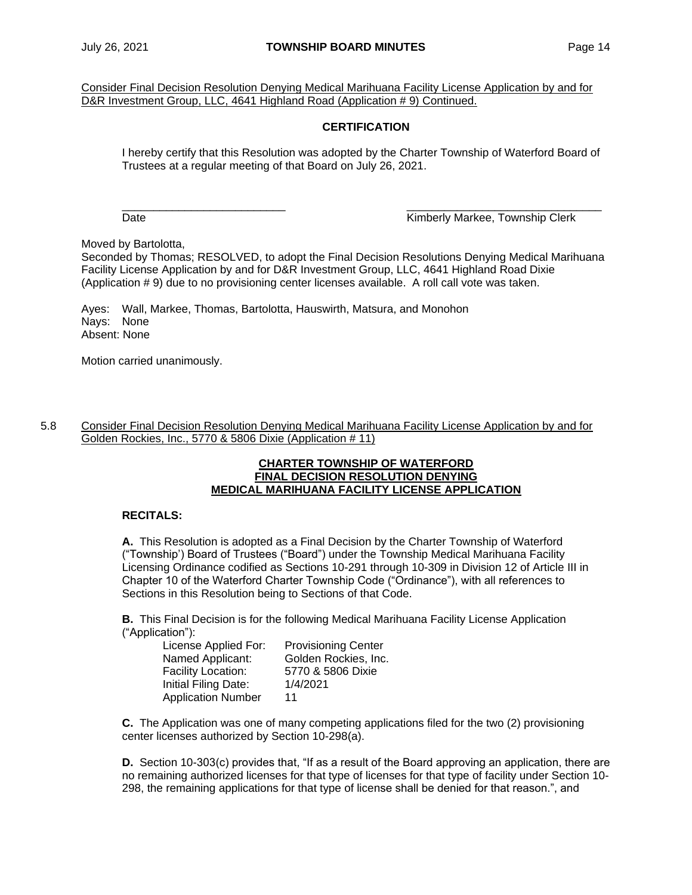Consider Final Decision Resolution Denying Medical Marihuana Facility License Application by and for D&R Investment Group, LLC, 4641 Highland Road (Application # 9) Continued.

**CERTIFICATION**

I hereby certify that this Resolution was adopted by the Charter Township of Waterford Board of Trustees at a regular meeting of that Board on July 26, 2021.

\_\_\_\_\_\_\_\_\_\_\_\_\_\_\_\_\_\_\_\_\_\_\_\_\_\_\_ \_\_\_\_\_\_\_\_\_\_\_\_\_\_\_\_\_\_\_\_\_\_\_\_\_\_\_\_\_\_\_\_
Date Kimberly Markee, Township Clerk

Moved by Bartolotta,
Seconded by Thomas; RESOLVED, to adopt the Final Decision Resolutions Denying Medical Marihuana Facility License Application by and for D&R Investment Group, LLC, 4641 Highland Road Dixie (Application # 9) due to no provisioning center licenses available. A roll call vote was taken.

Ayes: Wall, Markee, Thomas, Bartolotta, Hauswirth, Matsura, and Monohon
Nays: None
Absent: None

Motion carried unanimously.

5.8 Consider Final Decision Resolution Denying Medical Marihuana Facility License Application by and for Golden Rockies, Inc., 5770 & 5806 Dixie (Application # 11)

**CHARTER TOWNSHIP OF WATERFORD**
**FINAL DECISION RESOLUTION DENYING**
**MEDICAL MARIHUANA FACILITY LICENSE APPLICATION**

**RECITALS:**

**A.** This Resolution is adopted as a Final Decision by the Charter Township of Waterford ("Township') Board of Trustees ("Board") under the Township Medical Marihuana Facility Licensing Ordinance codified as Sections 10-291 through 10-309 in Division 12 of Article III in Chapter 10 of the Waterford Charter Township Code ("Ordinance"), with all references to Sections in this Resolution being to Sections of that Code.

**B.** This Final Decision is for the following Medical Marihuana Facility License Application ("Application"):

| | |
|---|---|
| License Applied For: | Provisioning Center |
| Named Applicant: | Golden Rockies, Inc. |
| Facility Location: | 5770 & 5806 Dixie |
| Initial Filing Date: | 1/4/2021 |
| Application Number | 11 |

**C.** The Application was one of many competing applications filed for the two (2) provisioning center licenses authorized by Section 10-298(a).

**D.** Section 10-303(c) provides that, "If as a result of the Board approving an application, there are no remaining authorized licenses for that type of licenses for that type of facility under Section 10-298, the remaining applications for that type of license shall be denied for that reason.", and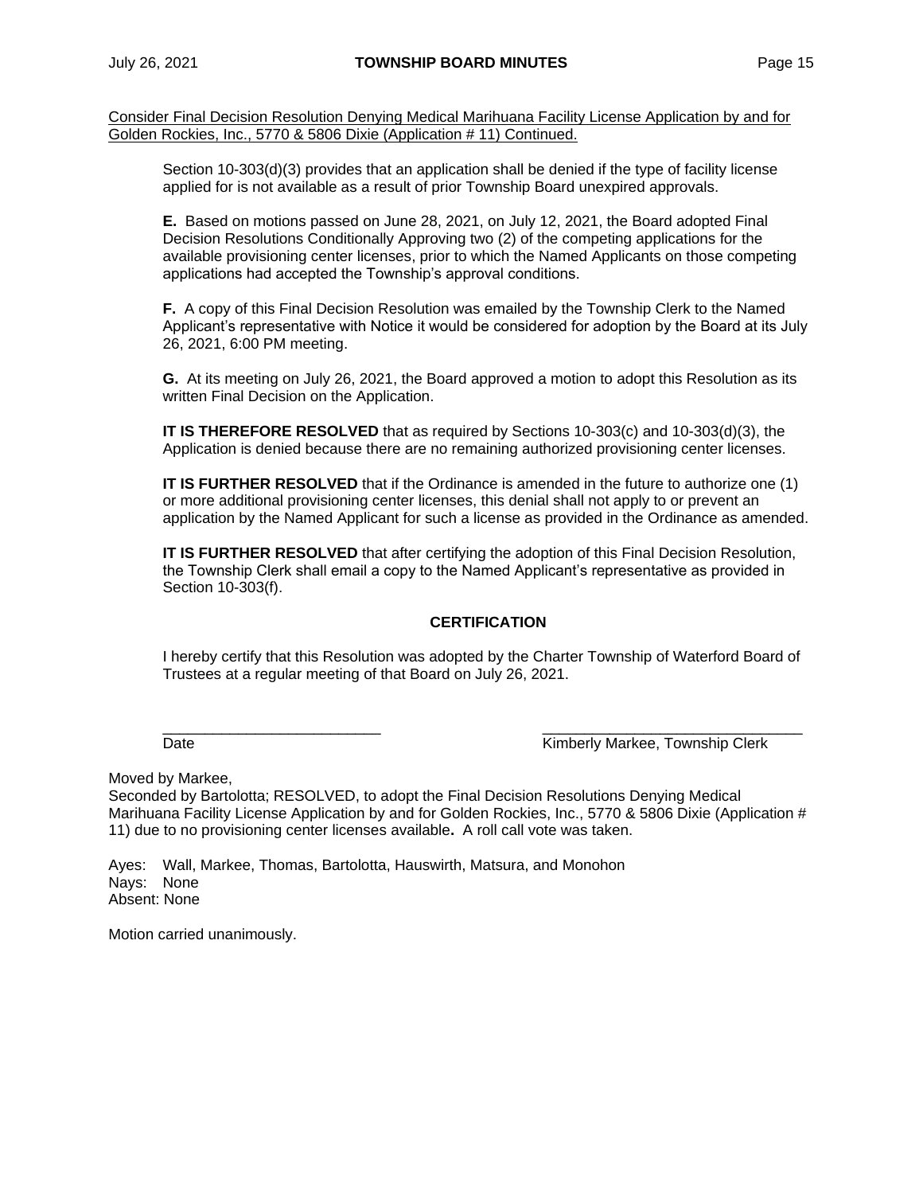Consider Final Decision Resolution Denying Medical Marihuana Facility License Application by and for Golden Rockies, Inc., 5770 & 5806 Dixie (Application # 11) Continued.

Section 10-303(d)(3) provides that an application shall be denied if the type of facility license applied for is not available as a result of prior Township Board unexpired approvals.

**E.** Based on motions passed on June 28, 2021, on July 12, 2021, the Board adopted Final Decision Resolutions Conditionally Approving two (2) of the competing applications for the available provisioning center licenses, prior to which the Named Applicants on those competing applications had accepted the Township's approval conditions.

**F.** A copy of this Final Decision Resolution was emailed by the Township Clerk to the Named Applicant's representative with Notice it would be considered for adoption by the Board at its July 26, 2021, 6:00 PM meeting.

**G.** At its meeting on July 26, 2021, the Board approved a motion to adopt this Resolution as its written Final Decision on the Application.

**IT IS THEREFORE RESOLVED** that as required by Sections 10-303(c) and 10-303(d)(3), the Application is denied because there are no remaining authorized provisioning center licenses.

**IT IS FURTHER RESOLVED** that if the Ordinance is amended in the future to authorize one (1) or more additional provisioning center licenses, this denial shall not apply to or prevent an application by the Named Applicant for such a license as provided in the Ordinance as amended.

**IT IS FURTHER RESOLVED** that after certifying the adoption of this Final Decision Resolution, the Township Clerk shall email a copy to the Named Applicant's representative as provided in Section 10-303(f).

**CERTIFICATION**

I hereby certify that this Resolution was adopted by the Charter Township of Waterford Board of Trustees at a regular meeting of that Board on July 26, 2021.

\_\_\_\_\_\_\_\_\_\_\_\_\_\_\_\_\_\_\_\_\_\_\_\_\_\_ \_\_\_\_\_\_\_\_\_\_\_\_\_\_\_\_\_\_\_\_\_\_\_\_\_\_\_\_\_\_\_
Date Kimberly Markee, Township Clerk

Moved by Markee,
Seconded by Bartolotta; RESOLVED, to adopt the Final Decision Resolutions Denying Medical Marihuana Facility License Application by and for Golden Rockies, Inc., 5770 & 5806 Dixie (Application # 11) due to no provisioning center licenses available**.** A roll call vote was taken.

Ayes: Wall, Markee, Thomas, Bartolotta, Hauswirth, Matsura, and Monohon
Nays: None
Absent: None

Motion carried unanimously.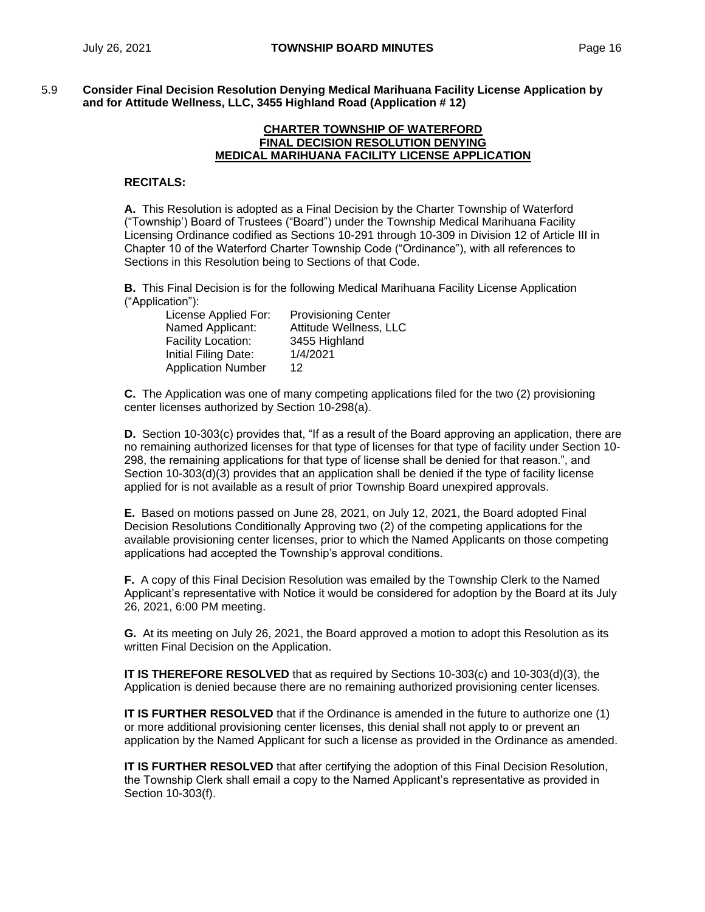5.9 **Consider Final Decision Resolution Denying Medical Marihuana Facility License Application by and for Attitude Wellness, LLC, 3455 Highland Road (Application # 12)**

**CHARTER TOWNSHIP OF WATERFORD**
**FINAL DECISION RESOLUTION DENYING**
**MEDICAL MARIHUANA FACILITY LICENSE APPLICATION**

**RECITALS:**

**A.** This Resolution is adopted as a Final Decision by the Charter Township of Waterford ("Township') Board of Trustees ("Board") under the Township Medical Marihuana Facility Licensing Ordinance codified as Sections 10-291 through 10-309 in Division 12 of Article III in Chapter 10 of the Waterford Charter Township Code ("Ordinance"), with all references to Sections in this Resolution being to Sections of that Code.

**B.** This Final Decision is for the following Medical Marihuana Facility License Application ("Application"):

| | |
|---|---|
| License Applied For: | Provisioning Center |
| Named Applicant: | Attitude Wellness, LLC |
| Facility Location: | 3455 Highland |
| Initial Filing Date: | 1/4/2021 |
| Application Number | 12 |

**C.** The Application was one of many competing applications filed for the two (2) provisioning center licenses authorized by Section 10-298(a).

**D.** Section 10-303(c) provides that, "If as a result of the Board approving an application, there are no remaining authorized licenses for that type of licenses for that type of facility under Section 10-298, the remaining applications for that type of license shall be denied for that reason.", and Section 10-303(d)(3) provides that an application shall be denied if the type of facility license applied for is not available as a result of prior Township Board unexpired approvals.

**E.** Based on motions passed on June 28, 2021, on July 12, 2021, the Board adopted Final Decision Resolutions Conditionally Approving two (2) of the competing applications for the available provisioning center licenses, prior to which the Named Applicants on those competing applications had accepted the Township's approval conditions.

**F.** A copy of this Final Decision Resolution was emailed by the Township Clerk to the Named Applicant's representative with Notice it would be considered for adoption by the Board at its July 26, 2021, 6:00 PM meeting.

**G.** At its meeting on July 26, 2021, the Board approved a motion to adopt this Resolution as its written Final Decision on the Application.

**IT IS THEREFORE RESOLVED** that as required by Sections 10-303(c) and 10-303(d)(3), the Application is denied because there are no remaining authorized provisioning center licenses.

**IT IS FURTHER RESOLVED** that if the Ordinance is amended in the future to authorize one (1) or more additional provisioning center licenses, this denial shall not apply to or prevent an application by the Named Applicant for such a license as provided in the Ordinance as amended.

**IT IS FURTHER RESOLVED** that after certifying the adoption of this Final Decision Resolution, the Township Clerk shall email a copy to the Named Applicant's representative as provided in Section 10-303(f).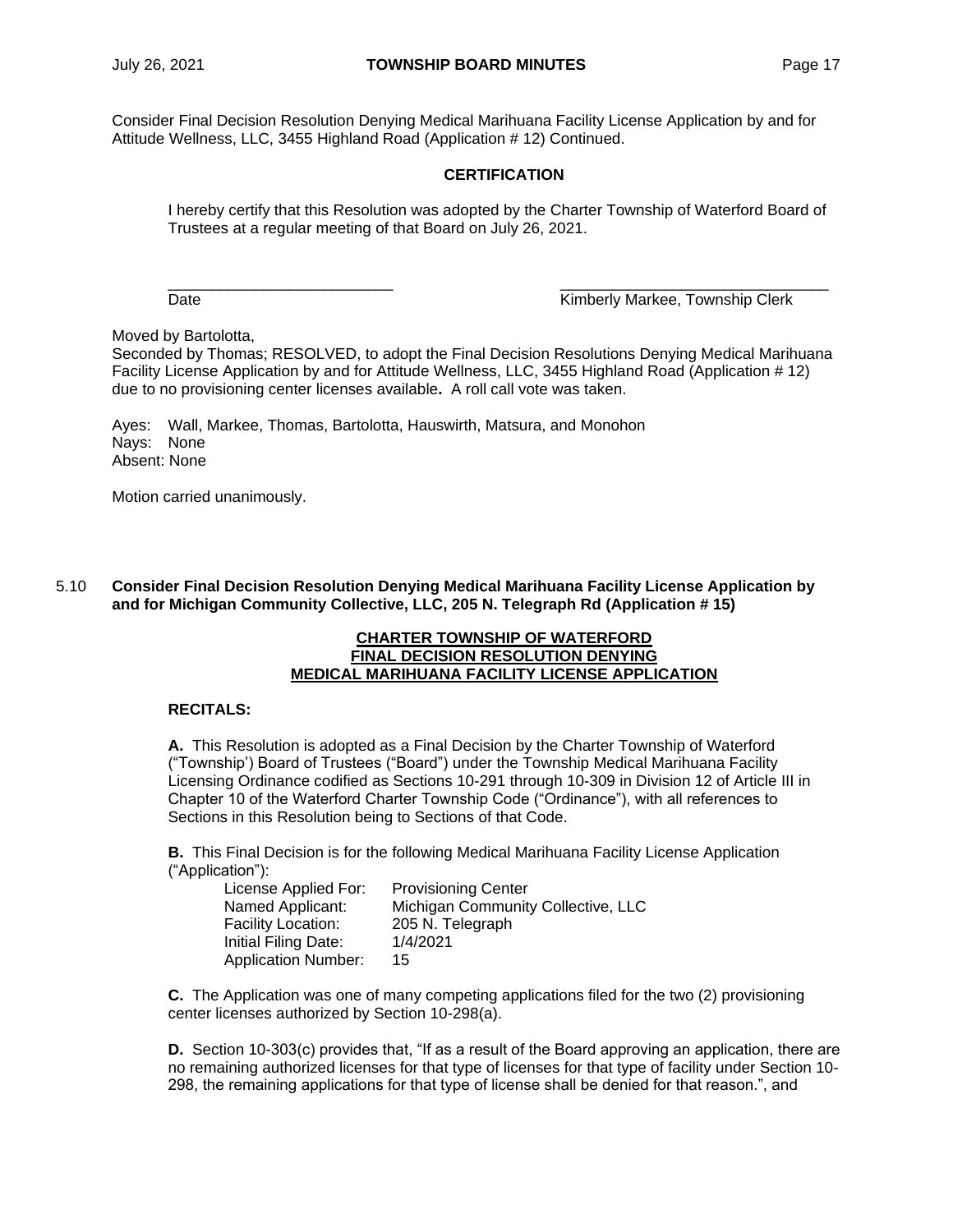Consider Final Decision Resolution Denying Medical Marihuana Facility License Application by and for Attitude Wellness, LLC, 3455 Highland Road (Application # 12) Continued.

**CERTIFICATION**

I hereby certify that this Resolution was adopted by the Charter Township of Waterford Board of Trustees at a regular meeting of that Board on July 26, 2021.

___________________________ ________________________________
Date Kimberly Markee, Township Clerk

Moved by Bartolotta,
Seconded by Thomas; RESOLVED, to adopt the Final Decision Resolutions Denying Medical Marihuana Facility License Application by and for Attitude Wellness, LLC, 3455 Highland Road (Application # 12) due to no provisioning center licenses available**.** A roll call vote was taken.

Ayes: Wall, Markee, Thomas, Bartolotta, Hauswirth, Matsura, and Monohon
Nays: None
Absent: None

Motion carried unanimously.

5.10 **Consider Final Decision Resolution Denying Medical Marihuana Facility License Application by and for Michigan Community Collective, LLC, 205 N. Telegraph Rd (Application # 15)**

**CHARTER TOWNSHIP OF WATERFORD**
**FINAL DECISION RESOLUTION DENYING**
**MEDICAL MARIHUANA FACILITY LICENSE APPLICATION**

**RECITALS:**

**A.** This Resolution is adopted as a Final Decision by the Charter Township of Waterford ("Township') Board of Trustees ("Board") under the Township Medical Marihuana Facility Licensing Ordinance codified as Sections 10-291 through 10-309 in Division 12 of Article III in Chapter 10 of the Waterford Charter Township Code ("Ordinance"), with all references to Sections in this Resolution being to Sections of that Code.

**B.** This Final Decision is for the following Medical Marihuana Facility License Application ("Application"):

License Applied For: Provisioning Center
Named Applicant: Michigan Community Collective, LLC
Facility Location: 205 N. Telegraph
Initial Filing Date: 1/4/2021
Application Number: 15

**C.** The Application was one of many competing applications filed for the two (2) provisioning center licenses authorized by Section 10-298(a).

**D.** Section 10-303(c) provides that, "If as a result of the Board approving an application, there are no remaining authorized licenses for that type of licenses for that type of facility under Section 10-298, the remaining applications for that type of license shall be denied for that reason.", and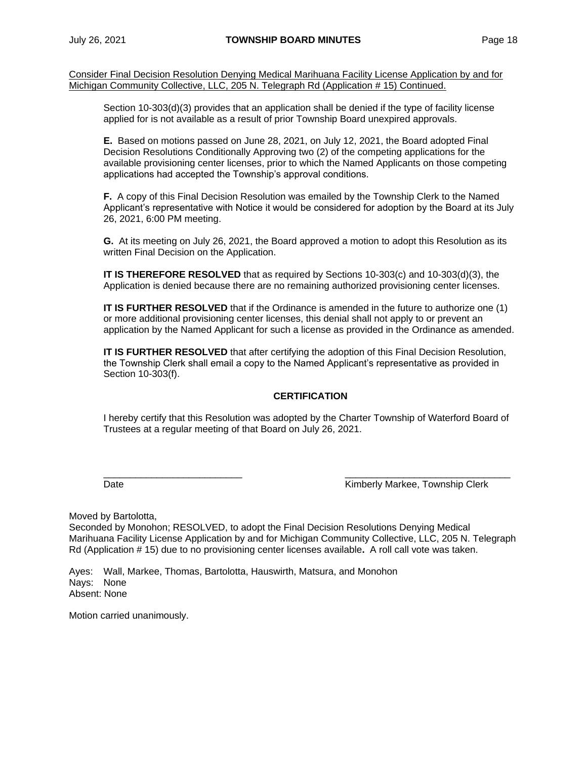Consider Final Decision Resolution Denying Medical Marihuana Facility License Application by and for Michigan Community Collective, LLC, 205 N. Telegraph Rd (Application # 15) Continued.

Section 10-303(d)(3) provides that an application shall be denied if the type of facility license applied for is not available as a result of prior Township Board unexpired approvals.

**E.** Based on motions passed on June 28, 2021, on July 12, 2021, the Board adopted Final Decision Resolutions Conditionally Approving two (2) of the competing applications for the available provisioning center licenses, prior to which the Named Applicants on those competing applications had accepted the Township's approval conditions.

**F.** A copy of this Final Decision Resolution was emailed by the Township Clerk to the Named Applicant's representative with Notice it would be considered for adoption by the Board at its July 26, 2021, 6:00 PM meeting.

**G.** At its meeting on July 26, 2021, the Board approved a motion to adopt this Resolution as its written Final Decision on the Application.

**IT IS THEREFORE RESOLVED** that as required by Sections 10-303(c) and 10-303(d)(3), the Application is denied because there are no remaining authorized provisioning center licenses.

**IT IS FURTHER RESOLVED** that if the Ordinance is amended in the future to authorize one (1) or more additional provisioning center licenses, this denial shall not apply to or prevent an application by the Named Applicant for such a license as provided in the Ordinance as amended.

**IT IS FURTHER RESOLVED** that after certifying the adoption of this Final Decision Resolution, the Township Clerk shall email a copy to the Named Applicant's representative as provided in Section 10-303(f).

**CERTIFICATION**

I hereby certify that this Resolution was adopted by the Charter Township of Waterford Board of Trustees at a regular meeting of that Board on July 26, 2021.

___________________________ Date

________________________________ Kimberly Markee, Township Clerk

Moved by Bartolotta,
Seconded by Monohon; RESOLVED, to adopt the Final Decision Resolutions Denying Medical Marihuana Facility License Application by and for Michigan Community Collective, LLC, 205 N. Telegraph Rd (Application # 15) due to no provisioning center licenses available**.** A roll call vote was taken.

Ayes: Wall, Markee, Thomas, Bartolotta, Hauswirth, Matsura, and Monohon
Nays: None
Absent: None

Motion carried unanimously.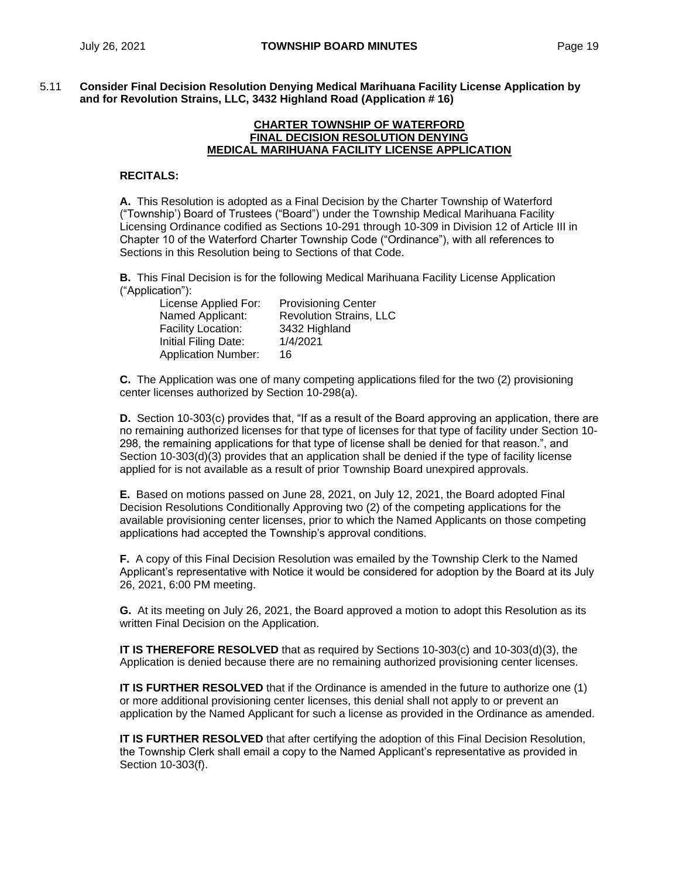5.11 **Consider Final Decision Resolution Denying Medical Marihuana Facility License Application by and for Revolution Strains, LLC, 3432 Highland Road (Application # 16)**

**CHARTER TOWNSHIP OF WATERFORD**
**FINAL DECISION RESOLUTION DENYING**
**MEDICAL MARIHUANA FACILITY LICENSE APPLICATION**

**RECITALS:**

**A.** This Resolution is adopted as a Final Decision by the Charter Township of Waterford ("Township') Board of Trustees ("Board") under the Township Medical Marihuana Facility Licensing Ordinance codified as Sections 10-291 through 10-309 in Division 12 of Article III in Chapter 10 of the Waterford Charter Township Code ("Ordinance"), with all references to Sections in this Resolution being to Sections of that Code.

**B.** This Final Decision is for the following Medical Marihuana Facility License Application ("Application"):

| | |
|---|---|
| License Applied For: | Provisioning Center |
| Named Applicant: | Revolution Strains, LLC |
| Facility Location: | 3432 Highland |
| Initial Filing Date: | 1/4/2021 |
| Application Number: | 16 |

**C.** The Application was one of many competing applications filed for the two (2) provisioning center licenses authorized by Section 10-298(a).

**D.** Section 10-303(c) provides that, "If as a result of the Board approving an application, there are no remaining authorized licenses for that type of licenses for that type of facility under Section 10-298, the remaining applications for that type of license shall be denied for that reason.", and Section 10-303(d)(3) provides that an application shall be denied if the type of facility license applied for is not available as a result of prior Township Board unexpired approvals.

**E.** Based on motions passed on June 28, 2021, on July 12, 2021, the Board adopted Final Decision Resolutions Conditionally Approving two (2) of the competing applications for the available provisioning center licenses, prior to which the Named Applicants on those competing applications had accepted the Township's approval conditions.

**F.** A copy of this Final Decision Resolution was emailed by the Township Clerk to the Named Applicant's representative with Notice it would be considered for adoption by the Board at its July 26, 2021, 6:00 PM meeting.

**G.** At its meeting on July 26, 2021, the Board approved a motion to adopt this Resolution as its written Final Decision on the Application.

**IT IS THEREFORE RESOLVED** that as required by Sections 10-303(c) and 10-303(d)(3), the Application is denied because there are no remaining authorized provisioning center licenses.

**IT IS FURTHER RESOLVED** that if the Ordinance is amended in the future to authorize one (1) or more additional provisioning center licenses, this denial shall not apply to or prevent an application by the Named Applicant for such a license as provided in the Ordinance as amended.

**IT IS FURTHER RESOLVED** that after certifying the adoption of this Final Decision Resolution, the Township Clerk shall email a copy to the Named Applicant's representative as provided in Section 10-303(f).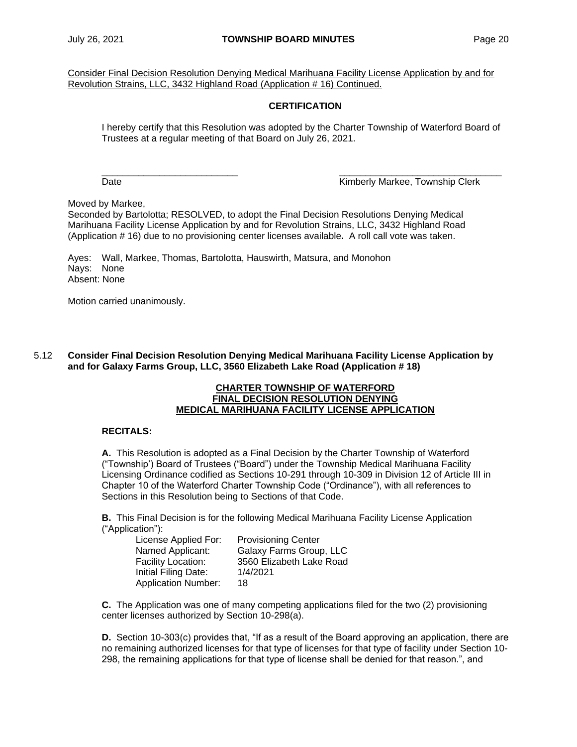Consider Final Decision Resolution Denying Medical Marihuana Facility License Application by and for Revolution Strains, LLC, 3432 Highland Road (Application # 16) Continued.

**CERTIFICATION**

I hereby certify that this Resolution was adopted by the Charter Township of Waterford Board of Trustees at a regular meeting of that Board on July 26, 2021.

\_\_\_\_\_\_\_\_\_\_\_\_\_\_\_\_\_\_\_\_\_\_\_\_\_\_\_ \_\_\_\_\_\_\_\_\_\_\_\_\_\_\_\_\_\_\_\_\_\_\_\_\_\_\_\_\_\_\_\_
Date Kimberly Markee, Township Clerk

Moved by Markee,
Seconded by Bartolotta; RESOLVED, to adopt the Final Decision Resolutions Denying Medical Marihuana Facility License Application by and for Revolution Strains, LLC, 3432 Highland Road (Application # 16) due to no provisioning center licenses available**.** A roll call vote was taken.

Ayes: Wall, Markee, Thomas, Bartolotta, Hauswirth, Matsura, and Monohon
Nays: None
Absent: None

Motion carried unanimously.

5.12 **Consider Final Decision Resolution Denying Medical Marihuana Facility License Application by and for Galaxy Farms Group, LLC, 3560 Elizabeth Lake Road (Application # 18)**

**CHARTER TOWNSHIP OF WATERFORD**
**FINAL DECISION RESOLUTION DENYING**
**MEDICAL MARIHUANA FACILITY LICENSE APPLICATION**

**RECITALS:**

**A.** This Resolution is adopted as a Final Decision by the Charter Township of Waterford ("Township') Board of Trustees ("Board") under the Township Medical Marihuana Facility Licensing Ordinance codified as Sections 10-291 through 10-309 in Division 12 of Article III in Chapter 10 of the Waterford Charter Township Code ("Ordinance"), with all references to Sections in this Resolution being to Sections of that Code.

**B.** This Final Decision is for the following Medical Marihuana Facility License Application ("Application"):

| | |
|---|---|
| License Applied For: | Provisioning Center |
| Named Applicant: | Galaxy Farms Group, LLC |
| Facility Location: | 3560 Elizabeth Lake Road |
| Initial Filing Date: | 1/4/2021 |
| Application Number: | 18 |

**C.** The Application was one of many competing applications filed for the two (2) provisioning center licenses authorized by Section 10-298(a).

**D.** Section 10-303(c) provides that, "If as a result of the Board approving an application, there are no remaining authorized licenses for that type of licenses for that type of facility under Section 10-298, the remaining applications for that type of license shall be denied for that reason.", and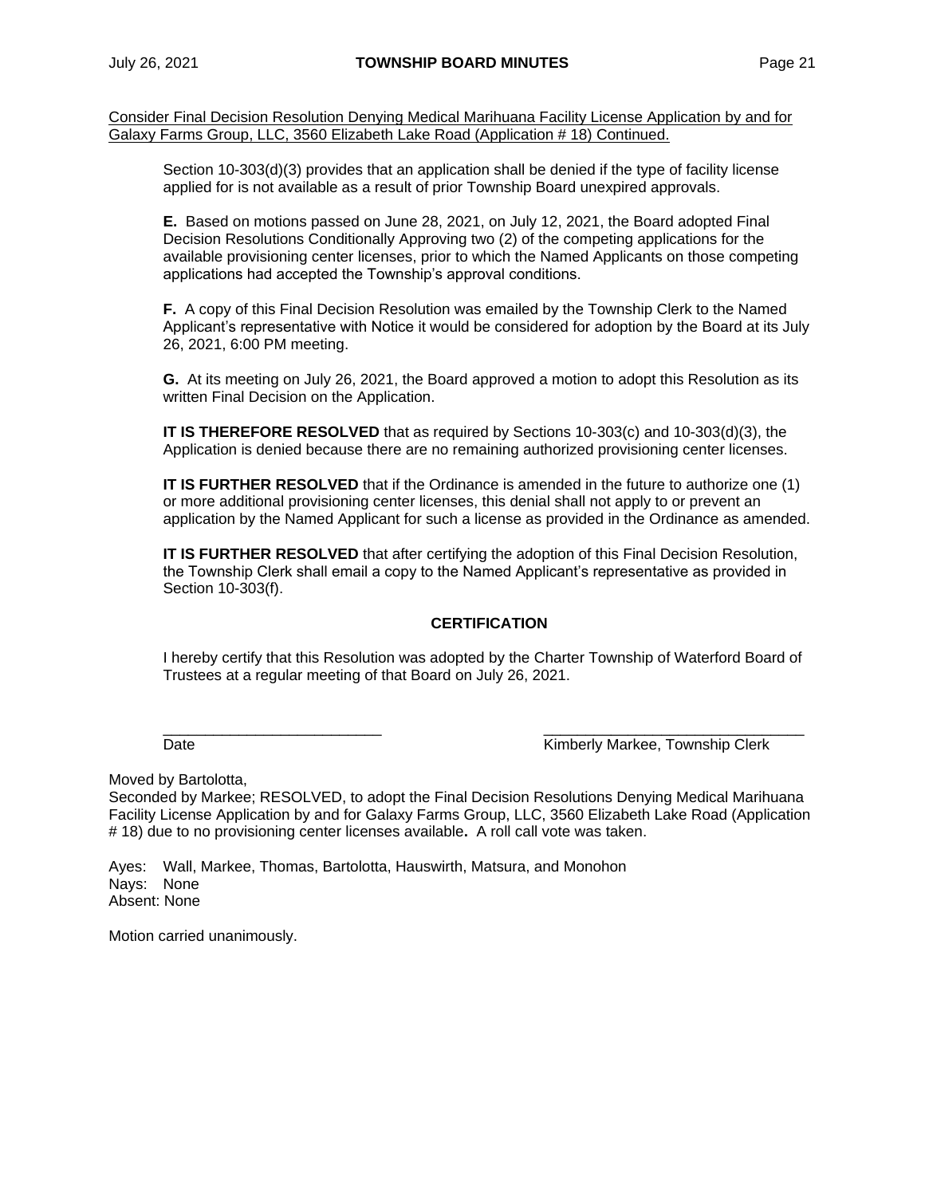Consider Final Decision Resolution Denying Medical Marihuana Facility License Application by and for Galaxy Farms Group, LLC, 3560 Elizabeth Lake Road (Application # 18) Continued.

Section 10-303(d)(3) provides that an application shall be denied if the type of facility license applied for is not available as a result of prior Township Board unexpired approvals.

**E.** Based on motions passed on June 28, 2021, on July 12, 2021, the Board adopted Final Decision Resolutions Conditionally Approving two (2) of the competing applications for the available provisioning center licenses, prior to which the Named Applicants on those competing applications had accepted the Township's approval conditions.

**F.** A copy of this Final Decision Resolution was emailed by the Township Clerk to the Named Applicant's representative with Notice it would be considered for adoption by the Board at its July 26, 2021, 6:00 PM meeting.

**G.** At its meeting on July 26, 2021, the Board approved a motion to adopt this Resolution as its written Final Decision on the Application.

**IT IS THEREFORE RESOLVED** that as required by Sections 10-303(c) and 10-303(d)(3), the Application is denied because there are no remaining authorized provisioning center licenses.

**IT IS FURTHER RESOLVED** that if the Ordinance is amended in the future to authorize one (1) or more additional provisioning center licenses, this denial shall not apply to or prevent an application by the Named Applicant for such a license as provided in the Ordinance as amended.

**IT IS FURTHER RESOLVED** that after certifying the adoption of this Final Decision Resolution, the Township Clerk shall email a copy to the Named Applicant's representative as provided in Section 10-303(f).

**CERTIFICATION**

I hereby certify that this Resolution was adopted by the Charter Township of Waterford Board of Trustees at a regular meeting of that Board on July 26, 2021.

___________________________ ________________________________

Date Kimberly Markee, Township Clerk

Moved by Bartolotta,
Seconded by Markee; RESOLVED, to adopt the Final Decision Resolutions Denying Medical Marihuana Facility License Application by and for Galaxy Farms Group, LLC, 3560 Elizabeth Lake Road (Application # 18) due to no provisioning center licenses available**.** A roll call vote was taken.

Ayes: Wall, Markee, Thomas, Bartolotta, Hauswirth, Matsura, and Monohon
Nays: None
Absent: None

Motion carried unanimously.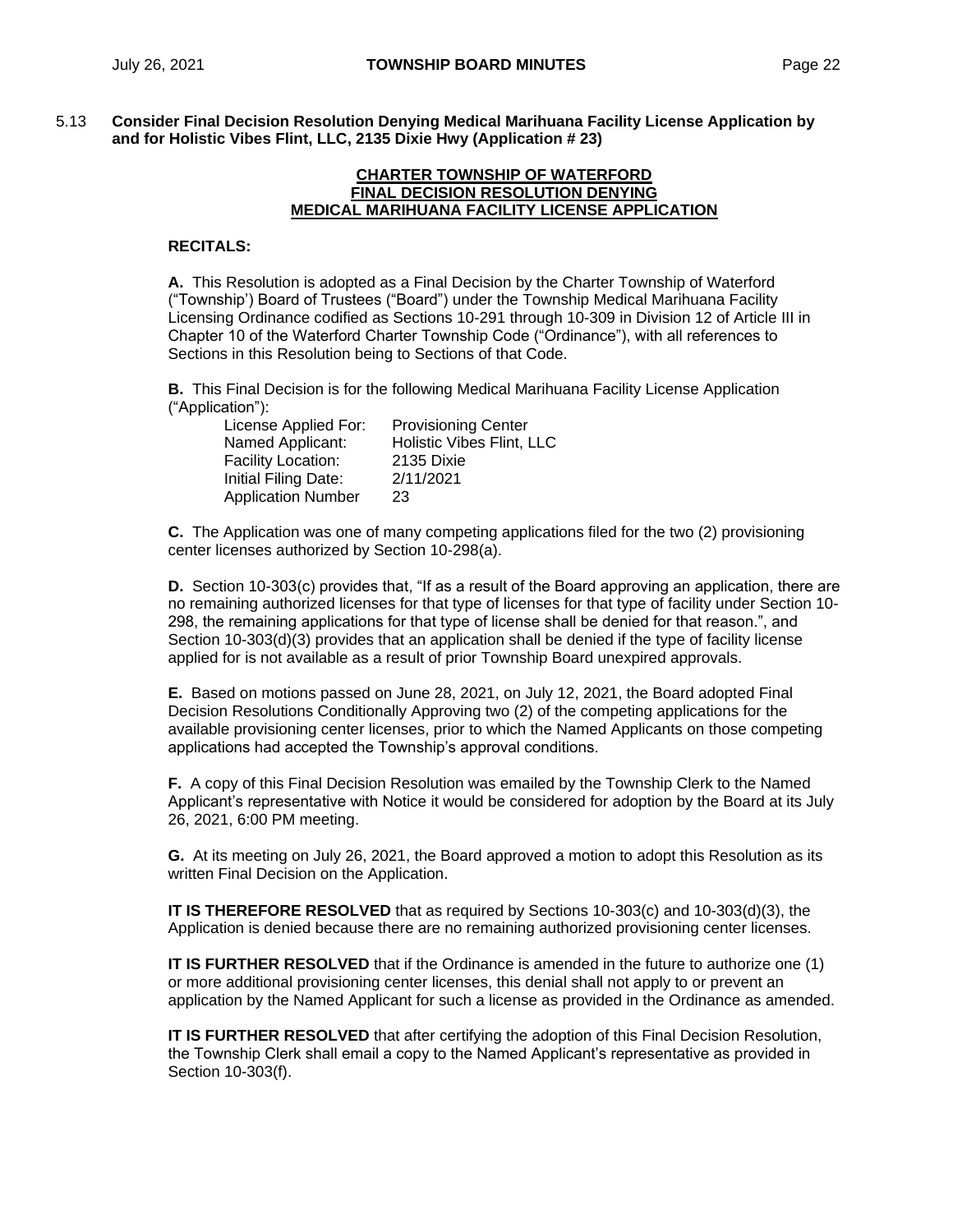5.13 **Consider Final Decision Resolution Denying Medical Marihuana Facility License Application by and for Holistic Vibes Flint, LLC, 2135 Dixie Hwy (Application # 23)**

**CHARTER TOWNSHIP OF WATERFORD**
**FINAL DECISION RESOLUTION DENYING**
**MEDICAL MARIHUANA FACILITY LICENSE APPLICATION**

**RECITALS:**

**A.** This Resolution is adopted as a Final Decision by the Charter Township of Waterford ("Township') Board of Trustees ("Board") under the Township Medical Marihuana Facility Licensing Ordinance codified as Sections 10-291 through 10-309 in Division 12 of Article III in Chapter 10 of the Waterford Charter Township Code ("Ordinance"), with all references to Sections in this Resolution being to Sections of that Code.

**B.** This Final Decision is for the following Medical Marihuana Facility License Application ("Application"):

| | |
|---|---|
| License Applied For: | Provisioning Center |
| Named Applicant: | Holistic Vibes Flint, LLC |
| Facility Location: | 2135 Dixie |
| Initial Filing Date: | 2/11/2021 |
| Application Number | 23 |

**C.** The Application was one of many competing applications filed for the two (2) provisioning center licenses authorized by Section 10-298(a).

**D.** Section 10-303(c) provides that, "If as a result of the Board approving an application, there are no remaining authorized licenses for that type of licenses for that type of facility under Section 10-298, the remaining applications for that type of license shall be denied for that reason.", and Section 10-303(d)(3) provides that an application shall be denied if the type of facility license applied for is not available as a result of prior Township Board unexpired approvals.

**E.** Based on motions passed on June 28, 2021, on July 12, 2021, the Board adopted Final Decision Resolutions Conditionally Approving two (2) of the competing applications for the available provisioning center licenses, prior to which the Named Applicants on those competing applications had accepted the Township's approval conditions.

**F.** A copy of this Final Decision Resolution was emailed by the Township Clerk to the Named Applicant's representative with Notice it would be considered for adoption by the Board at its July 26, 2021, 6:00 PM meeting.

**G.** At its meeting on July 26, 2021, the Board approved a motion to adopt this Resolution as its written Final Decision on the Application.

**IT IS THEREFORE RESOLVED** that as required by Sections 10-303(c) and 10-303(d)(3), the Application is denied because there are no remaining authorized provisioning center licenses.

**IT IS FURTHER RESOLVED** that if the Ordinance is amended in the future to authorize one (1) or more additional provisioning center licenses, this denial shall not apply to or prevent an application by the Named Applicant for such a license as provided in the Ordinance as amended.

**IT IS FURTHER RESOLVED** that after certifying the adoption of this Final Decision Resolution, the Township Clerk shall email a copy to the Named Applicant's representative as provided in Section 10-303(f).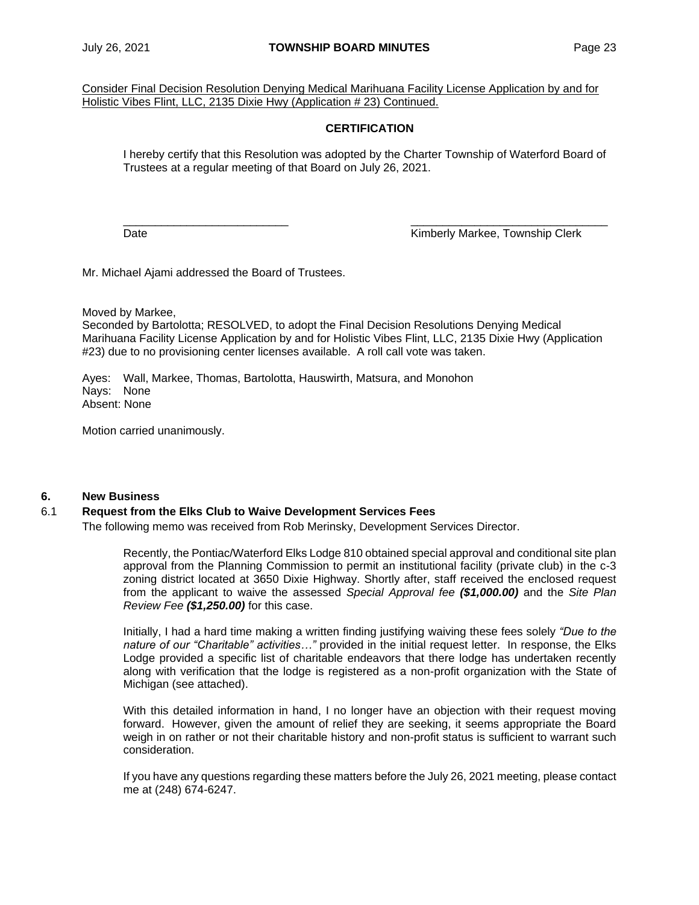Consider Final Decision Resolution Denying Medical Marihuana Facility License Application by and for Holistic Vibes Flint, LLC, 2135 Dixie Hwy (Application # 23) Continued.

**CERTIFICATION**

I hereby certify that this Resolution was adopted by the Charter Township of Waterford Board of Trustees at a regular meeting of that Board on July 26, 2021.

\_\_\_\_\_\_\_\_\_\_\_\_\_\_\_\_\_\_\_\_\_\_\_\_\_\_ \_\_\_\_\_\_\_\_\_\_\_\_\_\_\_\_\_\_\_\_\_\_\_\_\_\_\_\_\_\_\_\_

Date Kimberly Markee, Township Clerk

Mr. Michael Ajami addressed the Board of Trustees.

Moved by Markee,
Seconded by Bartolotta; RESOLVED, to adopt the Final Decision Resolutions Denying Medical Marihuana Facility License Application by and for Holistic Vibes Flint, LLC, 2135 Dixie Hwy (Application #23) due to no provisioning center licenses available. A roll call vote was taken.

Ayes: Wall, Markee, Thomas, Bartolotta, Hauswirth, Matsura, and Monohon
Nays: None
Absent: None

Motion carried unanimously.

## 6. New Business

### 6.1 Request from the Elks Club to Waive Development Services Fees

The following memo was received from Rob Merinsky, Development Services Director.

> Recently, the Pontiac/Waterford Elks Lodge 810 obtained special approval and conditional site plan approval from the Planning Commission to permit an institutional facility (private club) in the c-3 zoning district located at 3650 Dixie Highway. Shortly after, staff received the enclosed request from the applicant to waive the assessed *Special Approval fee* ***($1,000.00)*** and the *Site Plan Review Fee* ***($1,250.00)*** for this case.
>
> Initially, I had a hard time making a written finding justifying waiving these fees solely *"Due to the nature of our "Charitable" activities…"* provided in the initial request letter. In response, the Elks Lodge provided a specific list of charitable endeavors that there lodge has undertaken recently along with verification that the lodge is registered as a non-profit organization with the State of Michigan (see attached).
>
> With this detailed information in hand, I no longer have an objection with their request moving forward. However, given the amount of relief they are seeking, it seems appropriate the Board weigh in on rather or not their charitable history and non-profit status is sufficient to warrant such consideration.
>
> If you have any questions regarding these matters before the July 26, 2021 meeting, please contact me at (248) 674-6247.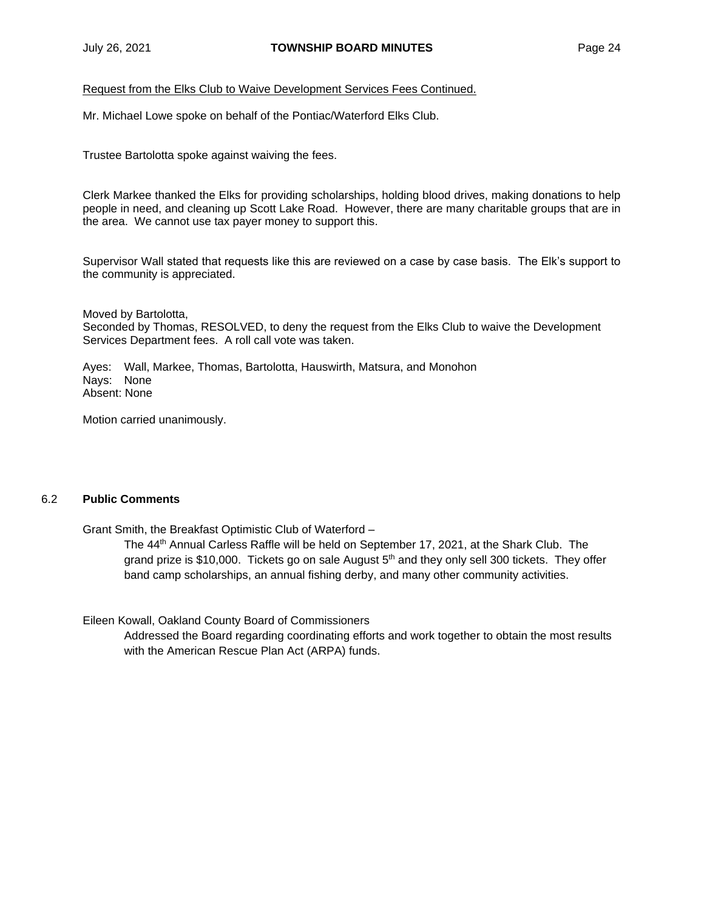Request from the Elks Club to Waive Development Services Fees Continued.

Mr. Michael Lowe spoke on behalf of the Pontiac/Waterford Elks Club.

Trustee Bartolotta spoke against waiving the fees.

Clerk Markee thanked the Elks for providing scholarships, holding blood drives, making donations to help people in need, and cleaning up Scott Lake Road. However, there are many charitable groups that are in the area. We cannot use tax payer money to support this.

Supervisor Wall stated that requests like this are reviewed on a case by case basis. The Elk's support to the community is appreciated.

Moved by Bartolotta,
Seconded by Thomas, RESOLVED, to deny the request from the Elks Club to waive the Development Services Department fees. A roll call vote was taken.

Ayes: Wall, Markee, Thomas, Bartolotta, Hauswirth, Matsura, and Monohon
Nays: None
Absent: None

Motion carried unanimously.

## 6.2 **Public Comments**

Grant Smith, the Breakfast Optimistic Club of Waterford –

The 44th Annual Carless Raffle will be held on September 17, 2021, at the Shark Club. The grand prize is $10,000. Tickets go on sale August 5th and they only sell 300 tickets. They offer band camp scholarships, an annual fishing derby, and many other community activities.

Eileen Kowall, Oakland County Board of Commissioners

Addressed the Board regarding coordinating efforts and work together to obtain the most results with the American Rescue Plan Act (ARPA) funds.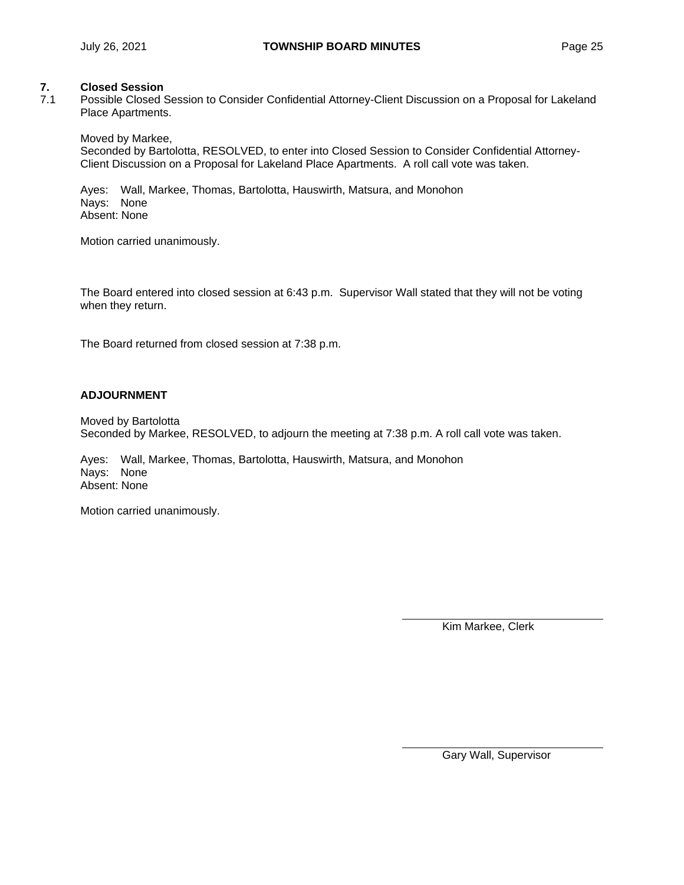## 7. Closed Session

7.1 Possible Closed Session to Consider Confidential Attorney-Client Discussion on a Proposal for Lakeland Place Apartments.

Moved by Markee,
Seconded by Bartolotta, RESOLVED, to enter into Closed Session to Consider Confidential Attorney-Client Discussion on a Proposal for Lakeland Place Apartments. A roll call vote was taken.

Ayes: Wall, Markee, Thomas, Bartolotta, Hauswirth, Matsura, and Monohon
Nays: None
Absent: None

Motion carried unanimously.

The Board entered into closed session at 6:43 p.m. Supervisor Wall stated that they will not be voting when they return.

The Board returned from closed session at 7:38 p.m.

**ADJOURNMENT**

Moved by Bartolotta
Seconded by Markee, RESOLVED, to adjourn the meeting at 7:38 p.m. A roll call vote was taken.

Ayes: Wall, Markee, Thomas, Bartolotta, Hauswirth, Matsura, and Monohon
Nays: None
Absent: None

Motion carried unanimously.

\_\_\_\_\_\_\_\_\_\_\_\_\_\_\_\_\_\_\_\_\_\_\_\_\_\_\_\_\_\_
Kim Markee, Clerk

\_\_\_\_\_\_\_\_\_\_\_\_\_\_\_\_\_\_\_\_\_\_\_\_\_\_\_\_\_\_
Gary Wall, Supervisor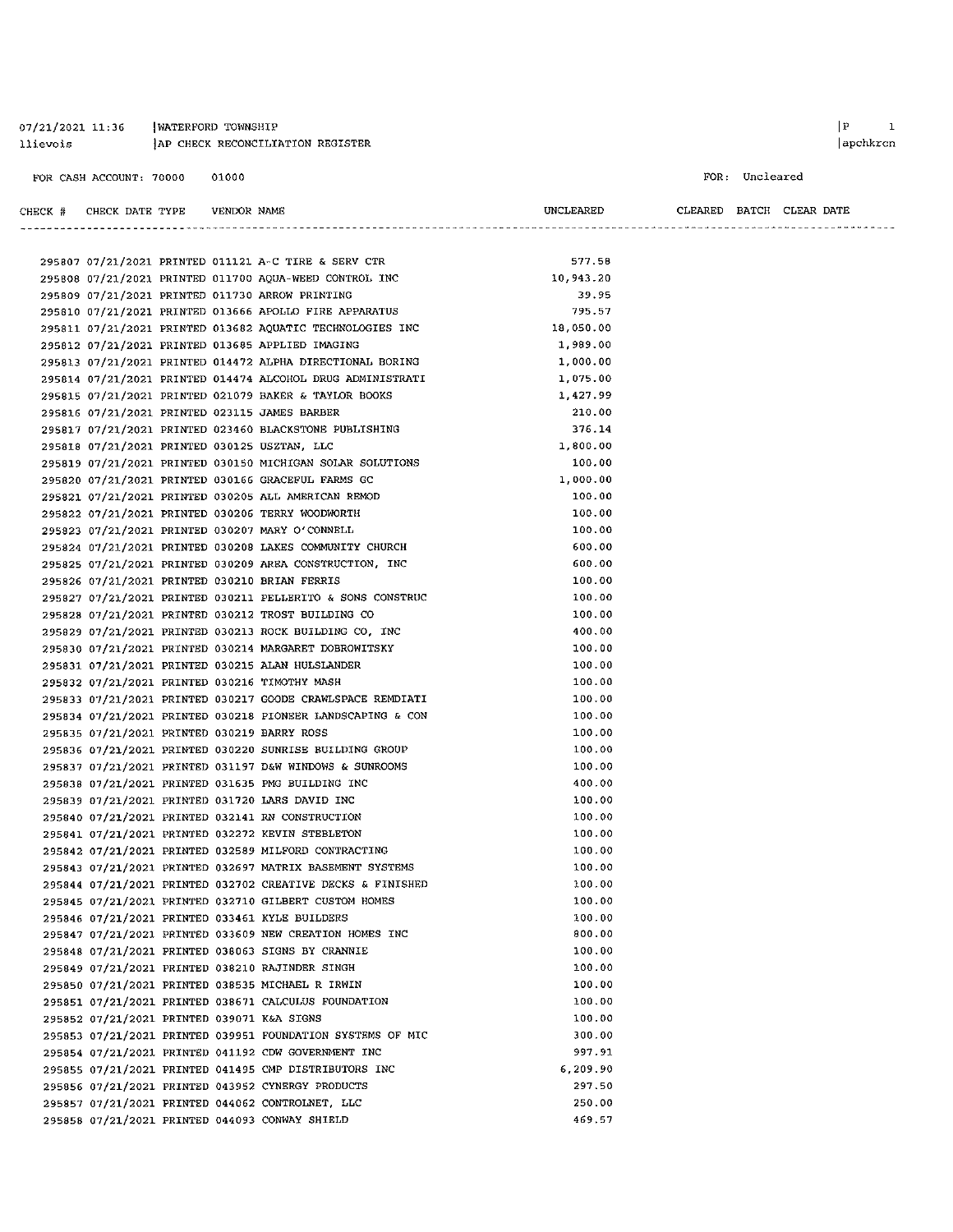07/21/2021 11:36 | WATERFORD TOWNSHIP
llievois | AP CHECK RECONCILIATION REGISTER

FOR CASH ACCOUNT: 70000 01000

FOR: Uncleared

| CHECK # | CHECK DATE | TYPE | VENDOR | NAME | UNCLEARED | CLEARED | BATCH | CLEAR DATE |
|---|---|---|---|---|---|---|---|---|
| 295807 | 07/21/2021 | PRINTED | 011121 | A-C TIRE & SERV CTR | 577.58 | | | |
| 295808 | 07/21/2021 | PRINTED | 011700 | AQUA-WEED CONTROL INC | 10,943.20 | | | |
| 295809 | 07/21/2021 | PRINTED | 011730 | ARROW PRINTING | 39.95 | | | |
| 295810 | 07/21/2021 | PRINTED | 013666 | APOLLO FIRE APPARATUS | 795.57 | | | |
| 295811 | 07/21/2021 | PRINTED | 013682 | AQUATIC TECHNOLOGIES INC | 18,050.00 | | | |
| 295812 | 07/21/2021 | PRINTED | 013685 | APPLIED IMAGING | 1,989.00 | | | |
| 295813 | 07/21/2021 | PRINTED | 014472 | ALPHA DIRECTIONAL BORING | 1,000.00 | | | |
| 295814 | 07/21/2021 | PRINTED | 014474 | ALCOHOL DRUG ADMINISTRATI | 1,075.00 | | | |
| 295815 | 07/21/2021 | PRINTED | 021079 | BAKER & TAYLOR BOOKS | 1,427.99 | | | |
| 295816 | 07/21/2021 | PRINTED | 023115 | JAMES BARBER | 210.00 | | | |
| 295817 | 07/21/2021 | PRINTED | 023460 | BLACKSTONE PUBLISHING | 376.14 | | | |
| 295818 | 07/21/2021 | PRINTED | 030125 | USZTAN, LLC | 1,800.00 | | | |
| 295819 | 07/21/2021 | PRINTED | 030150 | MICHIGAN SOLAR SOLUTIONS | 100.00 | | | |
| 295820 | 07/21/2021 | PRINTED | 030166 | GRACEFUL FARMS GC | 1,000.00 | | | |
| 295821 | 07/21/2021 | PRINTED | 030205 | ALL AMERICAN REMOD | 100.00 | | | |
| 295822 | 07/21/2021 | PRINTED | 030206 | TERRY WOODWORTH | 100.00 | | | |
| 295823 | 07/21/2021 | PRINTED | 030207 | MARY O'CONNELL | 100.00 | | | |
| 295824 | 07/21/2021 | PRINTED | 030208 | LAKES COMMUNITY CHURCH | 600.00 | | | |
| 295825 | 07/21/2021 | PRINTED | 030209 | AREA CONSTRUCTION, INC | 600.00 | | | |
| 295826 | 07/21/2021 | PRINTED | 030210 | BRIAN FERRIS | 100.00 | | | |
| 295827 | 07/21/2021 | PRINTED | 030211 | PELLERITO & SONS CONSTRUC | 100.00 | | | |
| 295828 | 07/21/2021 | PRINTED | 030212 | TROST BUILDING CO | 100.00 | | | |
| 295829 | 07/21/2021 | PRINTED | 030213 | ROCK BUILDING CO, INC | 400.00 | | | |
| 295830 | 07/21/2021 | PRINTED | 030214 | MARGARET DOBROWITSKY | 100.00 | | | |
| 295831 | 07/21/2021 | PRINTED | 030215 | ALAN HULSLANDER | 100.00 | | | |
| 295832 | 07/21/2021 | PRINTED | 030216 | TIMOTHY MASH | 100.00 | | | |
| 295833 | 07/21/2021 | PRINTED | 030217 | GOODE CRAWLSPACE REMDIATI | 100.00 | | | |
| 295834 | 07/21/2021 | PRINTED | 030218 | PIONEER LANDSCAPING & CON | 100.00 | | | |
| 295835 | 07/21/2021 | PRINTED | 030219 | BARRY ROSS | 100.00 | | | |
| 295836 | 07/21/2021 | PRINTED | 030220 | SUNRISE BUILDING GROUP | 100.00 | | | |
| 295837 | 07/21/2021 | PRINTED | 031197 | D&W WINDOWS & SUNROOMS | 100.00 | | | |
| 295838 | 07/21/2021 | PRINTED | 031635 | PMG BUILDING INC | 400.00 | | | |
| 295839 | 07/21/2021 | PRINTED | 031720 | LARS DAVID INC | 100.00 | | | |
| 295840 | 07/21/2021 | PRINTED | 032141 | RN CONSTRUCTION | 100.00 | | | |
| 295841 | 07/21/2021 | PRINTED | 032272 | KEVIN STEBLETON | 100.00 | | | |
| 295842 | 07/21/2021 | PRINTED | 032589 | MILFORD CONTRACTING | 100.00 | | | |
| 295843 | 07/21/2021 | PRINTED | 032697 | MATRIX BASEMENT SYSTEMS | 100.00 | | | |
| 295844 | 07/21/2021 | PRINTED | 032702 | CREATIVE DECKS & FINISHED | 100.00 | | | |
| 295845 | 07/21/2021 | PRINTED | 032710 | GILBERT CUSTOM HOMES | 100.00 | | | |
| 295846 | 07/21/2021 | PRINTED | 033461 | KYLE BUILDERS | 100.00 | | | |
| 295847 | 07/21/2021 | PRINTED | 033609 | NEW CREATION HOMES INC | 800.00 | | | |
| 295848 | 07/21/2021 | PRINTED | 038063 | SIGNS BY CRANNIE | 100.00 | | | |
| 295849 | 07/21/2021 | PRINTED | 038210 | RAJINDER SINGH | 100.00 | | | |
| 295850 | 07/21/2021 | PRINTED | 038535 | MICHAEL R IRWIN | 100.00 | | | |
| 295851 | 07/21/2021 | PRINTED | 038671 | CALCULUS FOUNDATION | 100.00 | | | |
| 295852 | 07/21/2021 | PRINTED | 039071 | K&A SIGNS | 100.00 | | | |
| 295853 | 07/21/2021 | PRINTED | 039951 | FOUNDATION SYSTEMS OF MIC | 300.00 | | | |
| 295854 | 07/21/2021 | PRINTED | 041192 | CDW GOVERNMENT INC | 997.91 | | | |
| 295855 | 07/21/2021 | PRINTED | 041495 | CMP DISTRIBUTORS INC | 6,209.90 | | | |
| 295856 | 07/21/2021 | PRINTED | 043952 | CYNERGY PRODUCTS | 297.50 | | | |
| 295857 | 07/21/2021 | PRINTED | 044062 | CONTROLNET, LLC | 250.00 | | | |
| 295858 | 07/21/2021 | PRINTED | 044093 | CONWAY SHIELD | 469.57 | | | |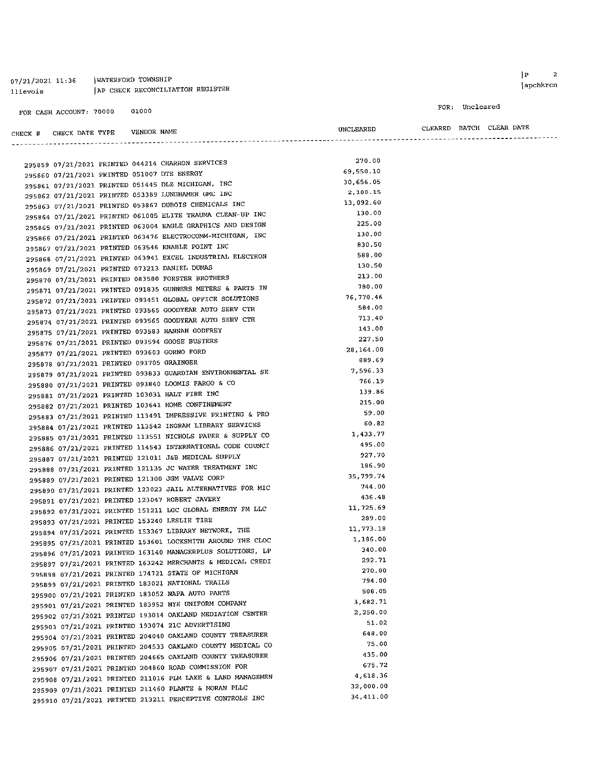07/21/2021 11:36 | WATERFORD TOWNSHIP
llievois | AP CHECK RECONCILIATION REGISTER

FOR CASH ACCOUNT: 70000 01000

FOR: Uncleared

| CHECK # | CHECK DATE | TYPE | VENDOR | NAME | UNCLEARED | CLEARED | BATCH | CLEAR DATE |
|---|---|---|---|---|---|---|---|---|
| 295859 | 07/21/2021 | PRINTED | 044214 | CHARRON SERVICES | 270.00 | | | |
| 295860 | 07/21/2021 | PRINTED | 051007 | DTE ENERGY | 69,550.10 | | | |
| 295861 | 07/21/2021 | PRINTED | 051445 | DLZ MICHIGAN, INC | 30,656.05 | | | |
| 295862 | 07/21/2021 | PRINTED | 053389 | LUNGHAMER GMC INC | 2,100.15 | | | |
| 295863 | 07/21/2021 | PRINTED | 053867 | DUBOIS CHEMICALS INC | 13,092.60 | | | |
| 295864 | 07/21/2021 | PRINTED | 061005 | ELITE TRAUMA CLEAN-UP INC | 130.00 | | | |
| 295865 | 07/21/2021 | PRINTED | 063004 | EAGLE GRAPHICS AND DESIGN | 225.00 | | | |
| 295866 | 07/21/2021 | PRINTED | 063476 | ELECTROCOMM-MICHIGAN, INC | 130.00 | | | |
| 295867 | 07/21/2021 | PRINTED | 063546 | ENABLE POINT INC | 830.50 | | | |
| 295868 | 07/21/2021 | PRINTED | 063941 | EXCEL INDUSTRIAL ELECTRON | 588.00 | | | |
| 295869 | 07/21/2021 | PRINTED | 073213 | DANIEL DUMAS | 130.50 | | | |
| 295870 | 07/21/2021 | PRINTED | 083580 | FORSTER BROTHERS | 213.00 | | | |
| 295871 | 07/21/2021 | PRINTED | 091835 | GUNNERS METERS & PARTS IN | 780.00 | | | |
| 295872 | 07/21/2021 | PRINTED | 093451 | GLOBAL OFFICE SOLUTIONS | 76,770.46 | | | |
| 295873 | 07/21/2021 | PRINTED | 093565 | GOODYEAR AUTO SERV CTR | 584.00 | | | |
| 295874 | 07/21/2021 | PRINTED | 093565 | GOODYEAR AUTO SERV CTR | 713.40 | | | |
| 295875 | 07/21/2021 | PRINTED | 093583 | HANNAH GODFREY | 143.00 | | | |
| 295876 | 07/21/2021 | PRINTED | 093594 | GOOSE BUSTERS | 227.50 | | | |
| 295877 | 07/21/2021 | PRINTED | 093603 | GORNO FORD | 28,164.00 | | | |
| 295878 | 07/21/2021 | PRINTED | 093705 | GRAINGER | 889.69 | | | |
| 295879 | 07/21/2021 | PRINTED | 093833 | GUARDIAN ENVIRONMENTAL SE | 7,596.33 | | | |
| 295880 | 07/21/2021 | PRINTED | 093840 | LOOMIS FARGO & CO | 766.19 | | | |
| 295881 | 07/21/2021 | PRINTED | 103031 | HALT FIRE INC | 139.86 | | | |
| 295882 | 07/21/2021 | PRINTED | 103641 | HOME CONFINEMENT | 215.00 | | | |
| 295883 | 07/21/2021 | PRINTED | 113491 | IMPRESSIVE PRINTING & PRO | 59.00 | | | |
| 295884 | 07/21/2021 | PRINTED | 113542 | INGRAM LIBRARY SERVICES | 60.82 | | | |
| 295885 | 07/21/2021 | PRINTED | 113551 | NICHOLS PAPER & SUPPLY CO | 1,433.77 | | | |
| 295886 | 07/21/2021 | PRINTED | 114543 | INTERNATIONAL CODE COUNCI | 495.00 | | | |
| 295887 | 07/21/2021 | PRINTED | 121011 | J&B MEDICAL SUPPLY | 927.70 | | | |
| 295888 | 07/21/2021 | PRINTED | 121135 | JC WATER TREATMENT INC | 186.90 | | | |
| 295889 | 07/21/2021 | PRINTED | 121300 | JGM VALVE CORP | 35,799.74 | | | |
| 295890 | 07/21/2021 | PRINTED | 123023 | JAIL ALTERNATIVES FOR MIC | 744.00 | | | |
| 295891 | 07/21/2021 | PRINTED | 123047 | ROBERT JAVERY | 436.48 | | | |
| 295892 | 07/21/2021 | PRINTED | 151211 | LGC GLOBAL ENERGY FM LLC | 11,725.69 | | | |
| 295893 | 07/21/2021 | PRINTED | 153240 | LESLIE TIRE | 289.00 | | | |
| 295894 | 07/21/2021 | PRINTED | 153367 | LIBRARY NETWORK, THE | 11,773.18 | | | |
| 295895 | 07/21/2021 | PRINTED | 153601 | LOCKSMITH AROUND THE CLOC | 1,186.00 | | | |
| 295896 | 07/21/2021 | PRINTED | 163140 | MANAGERPLUS SOLUTIONS, LP | 340.00 | | | |
| 295897 | 07/21/2021 | PRINTED | 163242 | MERCHANTS & MEDICAL CREDI | 292.71 | | | |
| 295898 | 07/21/2021 | PRINTED | 174721 | STATE OF MICHIGAN | 270.00 | | | |
| 295899 | 07/21/2021 | PRINTED | 183021 | NATIONAL TRAILS | 794.00 | | | |
| 295900 | 07/21/2021 | PRINTED | 183052 | NAPA AUTO PARTS | 508.05 | | | |
| 295901 | 07/21/2021 | PRINTED | 183952 | NYE UNIFORM COMPANY | 3,682.71 | | | |
| 295902 | 07/21/2021 | PRINTED | 193014 | OAKLAND MEDIATION CENTER | 2,250.00 | | | |
| 295903 | 07/21/2021 | PRINTED | 193074 | 21C ADVERTISING | 51.02 | | | |
| 295904 | 07/21/2021 | PRINTED | 204040 | OAKLAND COUNTY TREASURER | 648.00 | | | |
| 295905 | 07/21/2021 | PRINTED | 204533 | OAKLAND COUNTY MEDICAL CO | 75.00 | | | |
| 295906 | 07/21/2021 | PRINTED | 204665 | OAKLAND COUNTY TREASURER | 435.00 | | | |
| 295907 | 07/21/2021 | PRINTED | 204860 | ROAD COMMISSION FOR | 675.72 | | | |
| 295908 | 07/21/2021 | PRINTED | 211016 | PLM LAKE & LAND MANAGEMEN | 4,618.36 | | | |
| 295909 | 07/21/2021 | PRINTED | 211460 | PLANTE & MORAN PLLC | 32,000.00 | | | |
| 295910 | 07/21/2021 | PRINTED | 213211 | PERCEPTIVE CONTROLS INC | 34,411.00 | | | |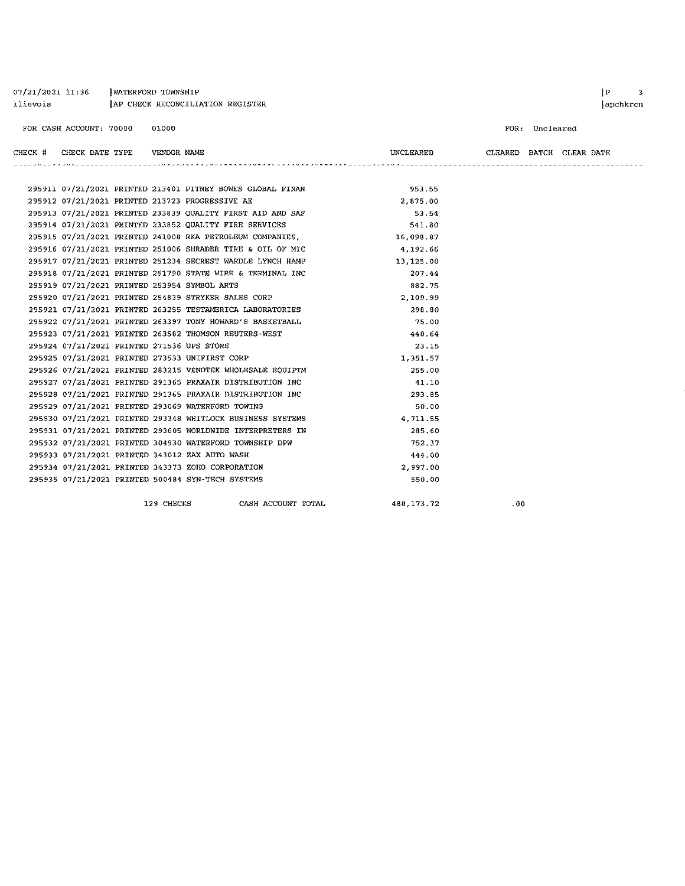07/21/2021 11:36 | WATERFORD TOWNSHIP
llievois | AP CHECK RECONCILIATION REGISTER

FOR CASH ACCOUNT: 70000 01000

FOR: Uncleared

| CHECK # | CHECK DATE | TYPE | VENDOR | NAME | UNCLEARED | CLEARED | BATCH | CLEAR DATE |
|---|---|---|---|---|---|---|---|---|
| 295911 | 07/21/2021 | PRINTED | 213401 | PITNEY BOWES GLOBAL FINAN | 953.55 | | | |
| 295912 | 07/21/2021 | PRINTED | 213723 | PROGRESSIVE AE | 2,875.00 | | | |
| 295913 | 07/21/2021 | PRINTED | 233839 | QUALITY FIRST AID AND SAF | 53.54 | | | |
| 295914 | 07/21/2021 | PRINTED | 233852 | QUALITY FIRE SERVICES | 541.80 | | | |
| 295915 | 07/21/2021 | PRINTED | 241008 | RKA PETROLEUM COMPANIES, | 16,098.87 | | | |
| 295916 | 07/21/2021 | PRINTED | 251006 | SHRADER TIRE & OIL OF MIC | 4,192.66 | | | |
| 295917 | 07/21/2021 | PRINTED | 251234 | SECREST WARDLE LYNCH HAMP | 13,125.00 | | | |
| 295918 | 07/21/2021 | PRINTED | 251790 | STATE WIRE & TERMINAL INC | 207.44 | | | |
| 295919 | 07/21/2021 | PRINTED | 253954 | SYMBOL ARTS | 882.75 | | | |
| 295920 | 07/21/2021 | PRINTED | 254839 | STRYKER SALES CORP | 2,109.99 | | | |
| 295921 | 07/21/2021 | PRINTED | 263255 | TESTAMERICA LABORATORIES | 298.80 | | | |
| 295922 | 07/21/2021 | PRINTED | 263397 | TONY HOWARD'S BASKETBALL | 75.00 | | | |
| 295923 | 07/21/2021 | PRINTED | 263582 | THOMSON REUTERS-WEST | 440.64 | | | |
| 295924 | 07/21/2021 | PRINTED | 271536 | UPS STORE | 23.15 | | | |
| 295925 | 07/21/2021 | PRINTED | 273533 | UNIFIRST CORP | 1,351.57 | | | |
| 295926 | 07/21/2021 | PRINTED | 283215 | VENDTEK WHOLESALE EQUIPTM | 255.00 | | | |
| 295927 | 07/21/2021 | PRINTED | 291365 | PRAXAIR DISTRIBUTION INC | 41.10 | | | |
| 295928 | 07/21/2021 | PRINTED | 291365 | PRAXAIR DISTRIBUTION INC | 293.85 | | | |
| 295929 | 07/21/2021 | PRINTED | 293069 | WATERFORD TOWING | 50.00 | | | |
| 295930 | 07/21/2021 | PRINTED | 293348 | WHITLOCK BUSINESS SYSTEMS | 4,711.55 | | | |
| 295931 | 07/21/2021 | PRINTED | 293605 | WORLDWIDE INTERPRETERS IN | 285.60 | | | |
| 295932 | 07/21/2021 | PRINTED | 304930 | WATERFORD TOWNSHIP DPW | 752.37 | | | |
| 295933 | 07/21/2021 | PRINTED | 343012 | ZAX AUTO WASH | 444.00 | | | |
| 295934 | 07/21/2021 | PRINTED | 343373 | ZOHO CORPORATION | 2,997.00 | | | |
| 295935 | 07/21/2021 | PRINTED | 500484 | SYN-TECH SYSTEMS | 550.00 | | | |
| | | 129 CHECKS | | CASH ACCOUNT TOTAL | 488,173.72 | .00 | | |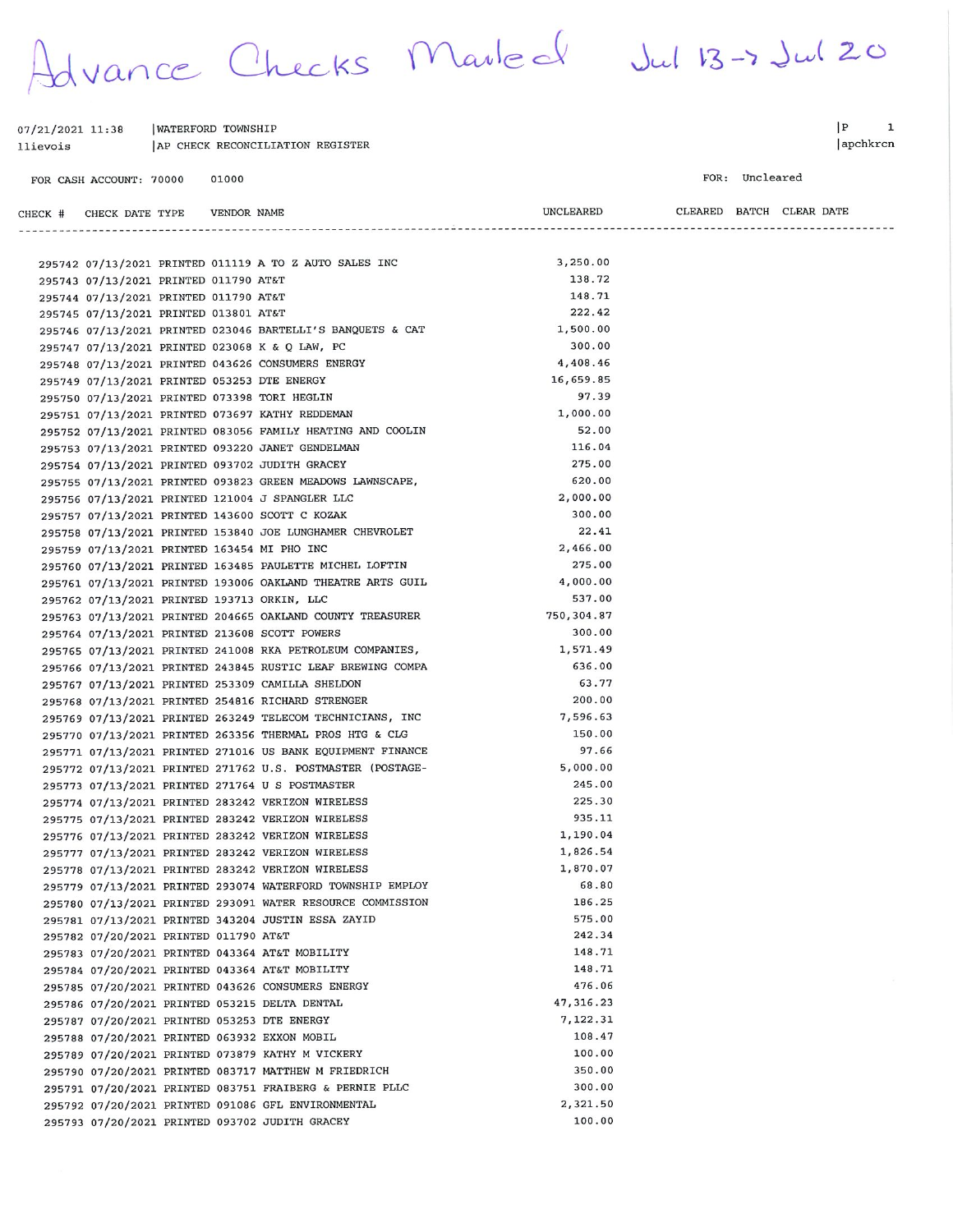Advance Checks Mailed Jul 13 -> Jul 20

07/21/2021 11:38 | WATERFORD TOWNSHIP | P 1
llievois | AP CHECK RECONCILIATION REGISTER | apchkrcn

FOR CASH ACCOUNT: 70000 01000 FOR: Uncleared

| CHECK # | CHECK DATE | TYPE | VENDOR | NAME | UNCLEARED | CLEARED | BATCH | CLEAR DATE |
|---|---|---|---|---|---|---|---|---|
| 295742 | 07/13/2021 | PRINTED | 011119 | A TO Z AUTO SALES INC | 3,250.00 | | | |
| 295743 | 07/13/2021 | PRINTED | 011790 | AT&T | 138.72 | | | |
| 295744 | 07/13/2021 | PRINTED | 011790 | AT&T | 148.71 | | | |
| 295745 | 07/13/2021 | PRINTED | 013801 | AT&T | 222.42 | | | |
| 295746 | 07/13/2021 | PRINTED | 023046 | BARTELLI'S BANQUETS & CAT | 1,500.00 | | | |
| 295747 | 07/13/2021 | PRINTED | 023068 | K & Q LAW, PC | 300.00 | | | |
| 295748 | 07/13/2021 | PRINTED | 043626 | CONSUMERS ENERGY | 4,408.46 | | | |
| 295749 | 07/13/2021 | PRINTED | 053253 | DTE ENERGY | 16,659.85 | | | |
| 295750 | 07/13/2021 | PRINTED | 073398 | TORI HEGLIN | 97.39 | | | |
| 295751 | 07/13/2021 | PRINTED | 073697 | KATHY REDDEMAN | 1,000.00 | | | |
| 295752 | 07/13/2021 | PRINTED | 083056 | FAMILY HEATING AND COOLIN | 52.00 | | | |
| 295753 | 07/13/2021 | PRINTED | 093220 | JANET GENDELMAN | 116.04 | | | |
| 295754 | 07/13/2021 | PRINTED | 093702 | JUDITH GRACEY | 275.00 | | | |
| 295755 | 07/13/2021 | PRINTED | 093823 | GREEN MEADOWS LAWNSCAPE, | 620.00 | | | |
| 295756 | 07/13/2021 | PRINTED | 121004 | J SPANGLER LLC | 2,000.00 | | | |
| 295757 | 07/13/2021 | PRINTED | 143600 | SCOTT C KOZAK | 300.00 | | | |
| 295758 | 07/13/2021 | PRINTED | 153840 | JOE LUNGHAMER CHEVROLET | 22.41 | | | |
| 295759 | 07/13/2021 | PRINTED | 163454 | MI PHO INC | 2,466.00 | | | |
| 295760 | 07/13/2021 | PRINTED | 163485 | PAULETTE MICHEL LOFTIN | 275.00 | | | |
| 295761 | 07/13/2021 | PRINTED | 193006 | OAKLAND THEATRE ARTS GUIL | 4,000.00 | | | |
| 295762 | 07/13/2021 | PRINTED | 193713 | ORKIN, LLC | 537.00 | | | |
| 295763 | 07/13/2021 | PRINTED | 204665 | OAKLAND COUNTY TREASURER | 750,304.87 | | | |
| 295764 | 07/13/2021 | PRINTED | 213608 | SCOTT POWERS | 300.00 | | | |
| 295765 | 07/13/2021 | PRINTED | 241008 | RKA PETROLEUM COMPANIES, | 1,571.49 | | | |
| 295766 | 07/13/2021 | PRINTED | 243845 | RUSTIC LEAF BREWING COMPA | 636.00 | | | |
| 295767 | 07/13/2021 | PRINTED | 253309 | CAMILLA SHELDON | 63.77 | | | |
| 295768 | 07/13/2021 | PRINTED | 254816 | RICHARD STRENGER | 200.00 | | | |
| 295769 | 07/13/2021 | PRINTED | 263249 | TELECOM TECHNICIANS, INC | 7,596.63 | | | |
| 295770 | 07/13/2021 | PRINTED | 263356 | THERMAL PROS HTG & CLG | 150.00 | | | |
| 295771 | 07/13/2021 | PRINTED | 271016 | US BANK EQUIPMENT FINANCE | 97.66 | | | |
| 295772 | 07/13/2021 | PRINTED | 271762 | U.S. POSTMASTER (POSTAGE- | 5,000.00 | | | |
| 295773 | 07/13/2021 | PRINTED | 271764 | U S POSTMASTER | 245.00 | | | |
| 295774 | 07/13/2021 | PRINTED | 283242 | VERIZON WIRELESS | 225.30 | | | |
| 295775 | 07/13/2021 | PRINTED | 283242 | VERIZON WIRELESS | 935.11 | | | |
| 295776 | 07/13/2021 | PRINTED | 283242 | VERIZON WIRELESS | 1,190.04 | | | |
| 295777 | 07/13/2021 | PRINTED | 283242 | VERIZON WIRELESS | 1,826.54 | | | |
| 295778 | 07/13/2021 | PRINTED | 283242 | VERIZON WIRELESS | 1,870.07 | | | |
| 295779 | 07/13/2021 | PRINTED | 293074 | WATERFORD TOWNSHIP EMPLOY | 68.80 | | | |
| 295780 | 07/13/2021 | PRINTED | 293091 | WATER RESOURCE COMMISSION | 186.25 | | | |
| 295781 | 07/13/2021 | PRINTED | 343204 | JUSTIN ESSA ZAYID | 575.00 | | | |
| 295782 | 07/20/2021 | PRINTED | 011790 | AT&T | 242.34 | | | |
| 295783 | 07/20/2021 | PRINTED | 043364 | AT&T MOBILITY | 148.71 | | | |
| 295784 | 07/20/2021 | PRINTED | 043364 | AT&T MOBILITY | 148.71 | | | |
| 295785 | 07/20/2021 | PRINTED | 043626 | CONSUMERS ENERGY | 476.06 | | | |
| 295786 | 07/20/2021 | PRINTED | 053215 | DELTA DENTAL | 47,316.23 | | | |
| 295787 | 07/20/2021 | PRINTED | 053253 | DTE ENERGY | 7,122.31 | | | |
| 295788 | 07/20/2021 | PRINTED | 063932 | EXXON MOBIL | 108.47 | | | |
| 295789 | 07/20/2021 | PRINTED | 073879 | KATHY M VICKERY | 100.00 | | | |
| 295790 | 07/20/2021 | PRINTED | 083717 | MATTHEW M FRIEDRICH | 350.00 | | | |
| 295791 | 07/20/2021 | PRINTED | 083751 | FRAIBERG & PERNIE PLLC | 300.00 | | | |
| 295792 | 07/20/2021 | PRINTED | 091086 | GFL ENVIRONMENTAL | 2,321.50 | | | |
| 295793 | 07/20/2021 | PRINTED | 093702 | JUDITH GRACEY | 100.00 | | | |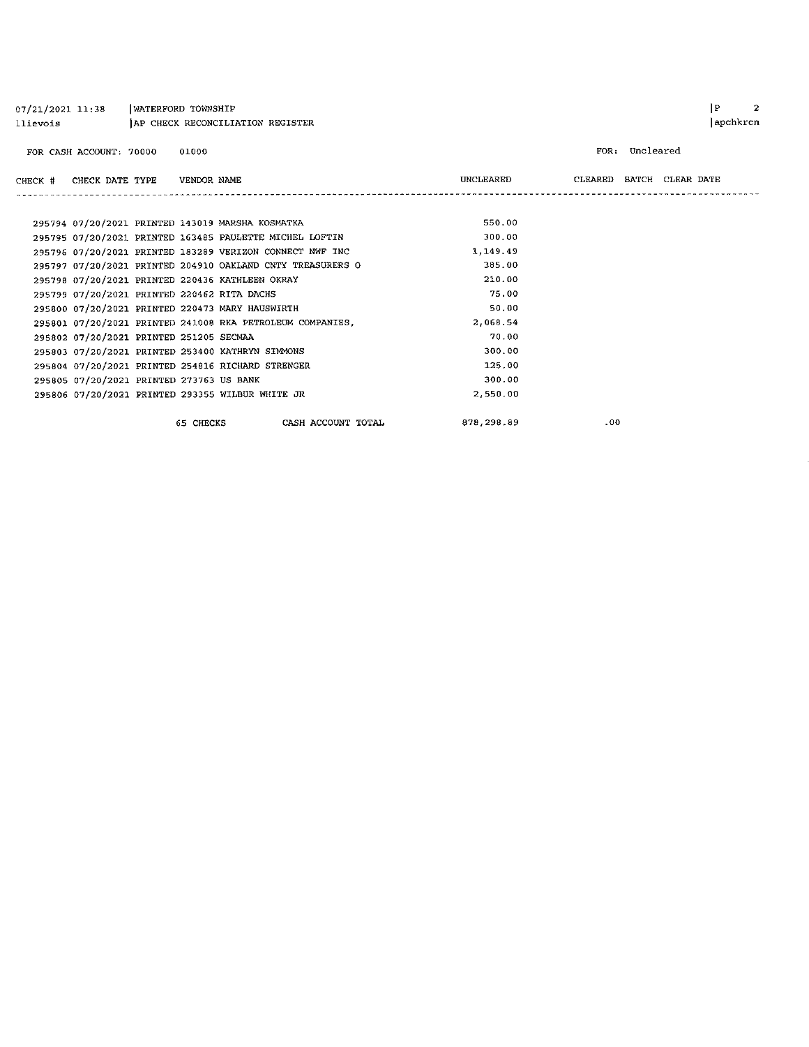07/21/2021 11:38 | WATERFORD TOWNSHIP
llievois | AP CHECK RECONCILIATION REGISTER

FOR CASH ACCOUNT: 70000 01000

FOR: Uncleared

| CHECK # | CHECK DATE | TYPE | VENDOR | VENDOR NAME | UNCLEARED | CLEARED | BATCH | CLEAR DATE |
|---|---|---|---|---|---|---|---|---|
| 295794 | 07/20/2021 | PRINTED | 143019 | MARSHA KOSMATKA | 550.00 | | | |
| 295795 | 07/20/2021 | PRINTED | 163485 | PAULETTE MICHEL LOFTIN | 300.00 | | | |
| 295796 | 07/20/2021 | PRINTED | 183289 | VERIZON CONNECT NWF INC | 1,149.49 | | | |
| 295797 | 07/20/2021 | PRINTED | 204910 | OAKLAND CNTY TREASURERS O | 385.00 | | | |
| 295798 | 07/20/2021 | PRINTED | 220436 | KATHLEEN OKRAY | 210.00 | | | |
| 295799 | 07/20/2021 | PRINTED | 220462 | RITA DACHS | 75.00 | | | |
| 295800 | 07/20/2021 | PRINTED | 220473 | MARY HAUSWIRTH | 50.00 | | | |
| 295801 | 07/20/2021 | PRINTED | 241008 | RKA PETROLEUM COMPANIES, | 2,068.54 | | | |
| 295802 | 07/20/2021 | PRINTED | 251205 | SECMAA | 70.00 | | | |
| 295803 | 07/20/2021 | PRINTED | 253400 | KATHRYN SIMMONS | 300.00 | | | |
| 295804 | 07/20/2021 | PRINTED | 254816 | RICHARD STRENGER | 125.00 | | | |
| 295805 | 07/20/2021 | PRINTED | 273763 | US BANK | 300.00 | | | |
| 295806 | 07/20/2021 | PRINTED | 293355 | WILBUR WHITE JR | 2,550.00 | | | |
| | | | 65 CHECKS | CASH ACCOUNT TOTAL | 878,298.89 | .00 | | |